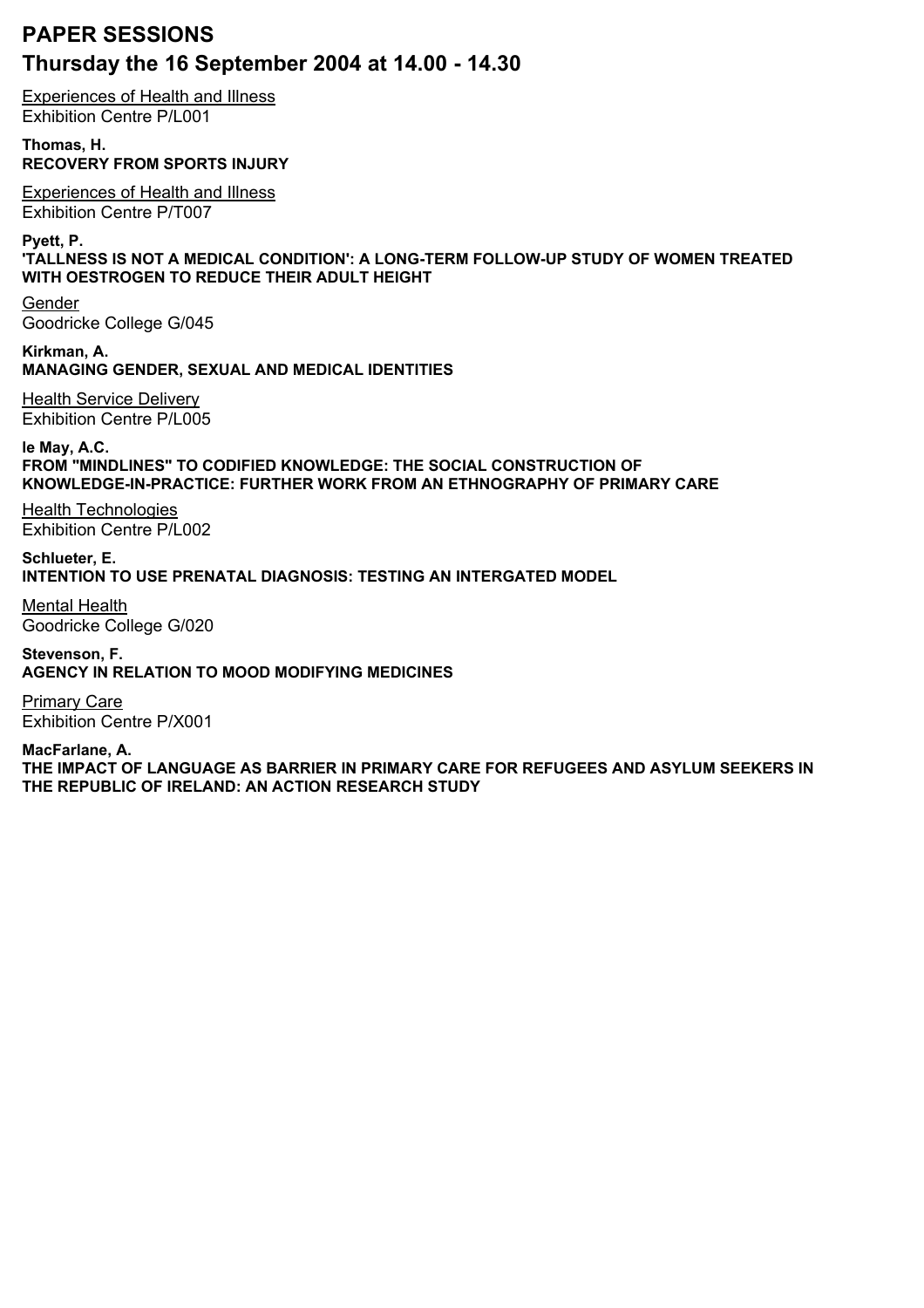# PAPER SESSIONS

## Thursday the 16 September 2004 at 14.00 - 14.30

Experiences of Health and Illness
Exhibition Centre P/L001

**Thomas, H.**
**RECOVERY FROM SPORTS INJURY**

Experiences of Health and Illness
Exhibition Centre P/T007

**Pyett, P.**
**'TALLNESS IS NOT A MEDICAL CONDITION': A LONG-TERM FOLLOW-UP STUDY OF WOMEN TREATED WITH OESTROGEN TO REDUCE THEIR ADULT HEIGHT**

Gender
Goodricke College G/045

**Kirkman, A.**
**MANAGING GENDER, SEXUAL AND MEDICAL IDENTITIES**

Health Service Delivery
Exhibition Centre P/L005

**le May, A.C.**
**FROM "MINDLINES" TO CODIFIED KNOWLEDGE: THE SOCIAL CONSTRUCTION OF KNOWLEDGE-IN-PRACTICE: FURTHER WORK FROM AN ETHNOGRAPHY OF PRIMARY CARE**

Health Technologies
Exhibition Centre P/L002

**Schlueter, E.**
**INTENTION TO USE PRENATAL DIAGNOSIS: TESTING AN INTERGATED MODEL**

Mental Health
Goodricke College G/020

**Stevenson, F.**
**AGENCY IN RELATION TO MOOD MODIFYING MEDICINES**

Primary Care
Exhibition Centre P/X001

**MacFarlane, A.**
**THE IMPACT OF LANGUAGE AS BARRIER IN PRIMARY CARE FOR REFUGEES AND ASYLUM SEEKERS IN THE REPUBLIC OF IRELAND: AN ACTION RESEARCH STUDY**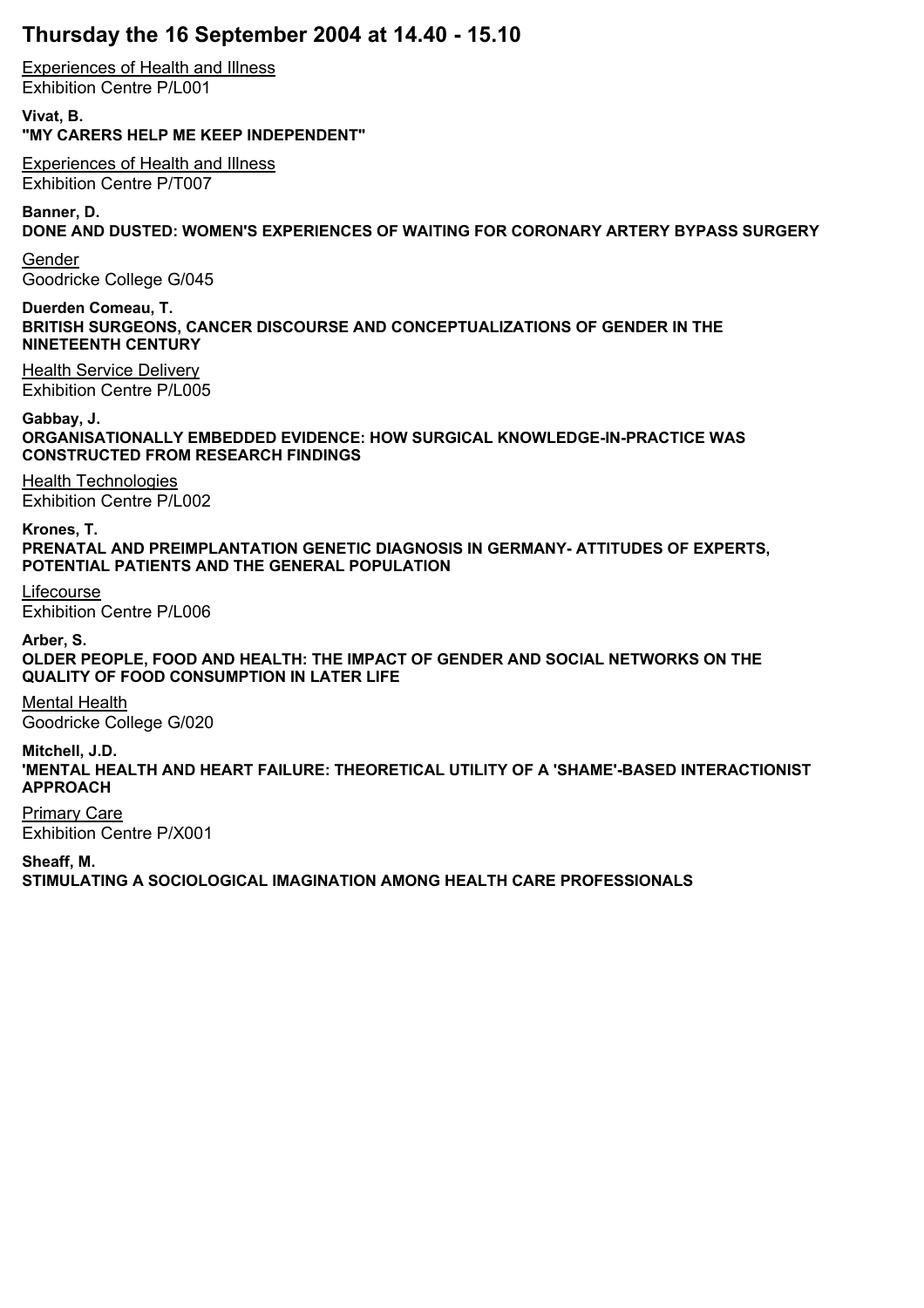# Thursday the 16 September 2004 at 14.40 - 15.10

Experiences of Health and Illness
Exhibition Centre P/L001

**Vivat, B.**
**"MY CARERS HELP ME KEEP INDEPENDENT"**

Experiences of Health and Illness
Exhibition Centre P/T007

**Banner, D.**
**DONE AND DUSTED: WOMEN'S EXPERIENCES OF WAITING FOR CORONARY ARTERY BYPASS SURGERY**

Gender
Goodricke College G/045

**Duerden Comeau, T.**
**BRITISH SURGEONS, CANCER DISCOURSE AND CONCEPTUALIZATIONS OF GENDER IN THE NINETEENTH CENTURY**

Health Service Delivery
Exhibition Centre P/L005

**Gabbay, J.**
**ORGANISATIONALLY EMBEDDED EVIDENCE: HOW SURGICAL KNOWLEDGE-IN-PRACTICE WAS CONSTRUCTED FROM RESEARCH FINDINGS**

Health Technologies
Exhibition Centre P/L002

**Krones, T.**
**PRENATAL AND PREIMPLANTATION GENETIC DIAGNOSIS IN GERMANY- ATTITUDES OF EXPERTS, POTENTIAL PATIENTS AND THE GENERAL POPULATION**

Lifecourse
Exhibition Centre P/L006

**Arber, S.**
**OLDER PEOPLE, FOOD AND HEALTH: THE IMPACT OF GENDER AND SOCIAL NETWORKS ON THE QUALITY OF FOOD CONSUMPTION IN LATER LIFE**

Mental Health
Goodricke College G/020

**Mitchell, J.D.**
**'MENTAL HEALTH AND HEART FAILURE: THEORETICAL UTILITY OF A 'SHAME'-BASED INTERACTIONIST APPROACH**

Primary Care
Exhibition Centre P/X001

**Sheaff, M.**
**STIMULATING A SOCIOLOGICAL IMAGINATION AMONG HEALTH CARE PROFESSIONALS**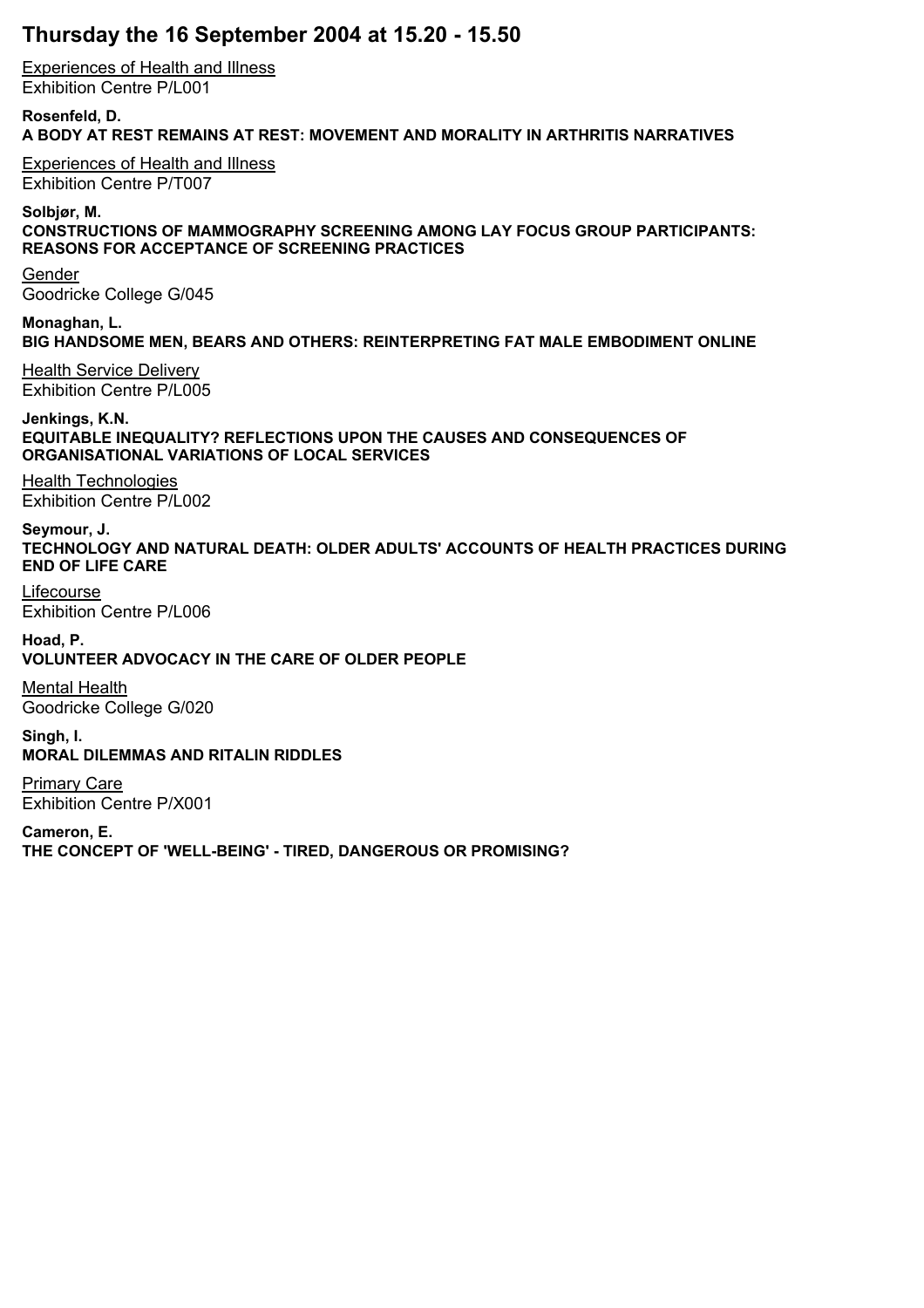# Thursday the 16 September 2004 at 15.20 - 15.50

Experiences of Health and Illness
Exhibition Centre P/L001

**Rosenfeld, D.**
**A BODY AT REST REMAINS AT REST: MOVEMENT AND MORALITY IN ARTHRITIS NARRATIVES**

Experiences of Health and Illness
Exhibition Centre P/T007

**Solbjør, M.**
**CONSTRUCTIONS OF MAMMOGRAPHY SCREENING AMONG LAY FOCUS GROUP PARTICIPANTS: REASONS FOR ACCEPTANCE OF SCREENING PRACTICES**

Gender
Goodricke College G/045

**Monaghan, L.**
**BIG HANDSOME MEN, BEARS AND OTHERS: REINTERPRETING FAT MALE EMBODIMENT ONLINE**

Health Service Delivery
Exhibition Centre P/L005

**Jenkings, K.N.**
**EQUITABLE INEQUALITY? REFLECTIONS UPON THE CAUSES AND CONSEQUENCES OF ORGANISATIONAL VARIATIONS OF LOCAL SERVICES**

Health Technologies
Exhibition Centre P/L002

**Seymour, J.**
**TECHNOLOGY AND NATURAL DEATH: OLDER ADULTS' ACCOUNTS OF HEALTH PRACTICES DURING END OF LIFE CARE**

Lifecourse
Exhibition Centre P/L006

**Hoad, P.**
**VOLUNTEER ADVOCACY IN THE CARE OF OLDER PEOPLE**

Mental Health
Goodricke College G/020

**Singh, I.**
**MORAL DILEMMAS AND RITALIN RIDDLES**

Primary Care
Exhibition Centre P/X001

**Cameron, E.**
**THE CONCEPT OF 'WELL-BEING' - TIRED, DANGEROUS OR PROMISING?**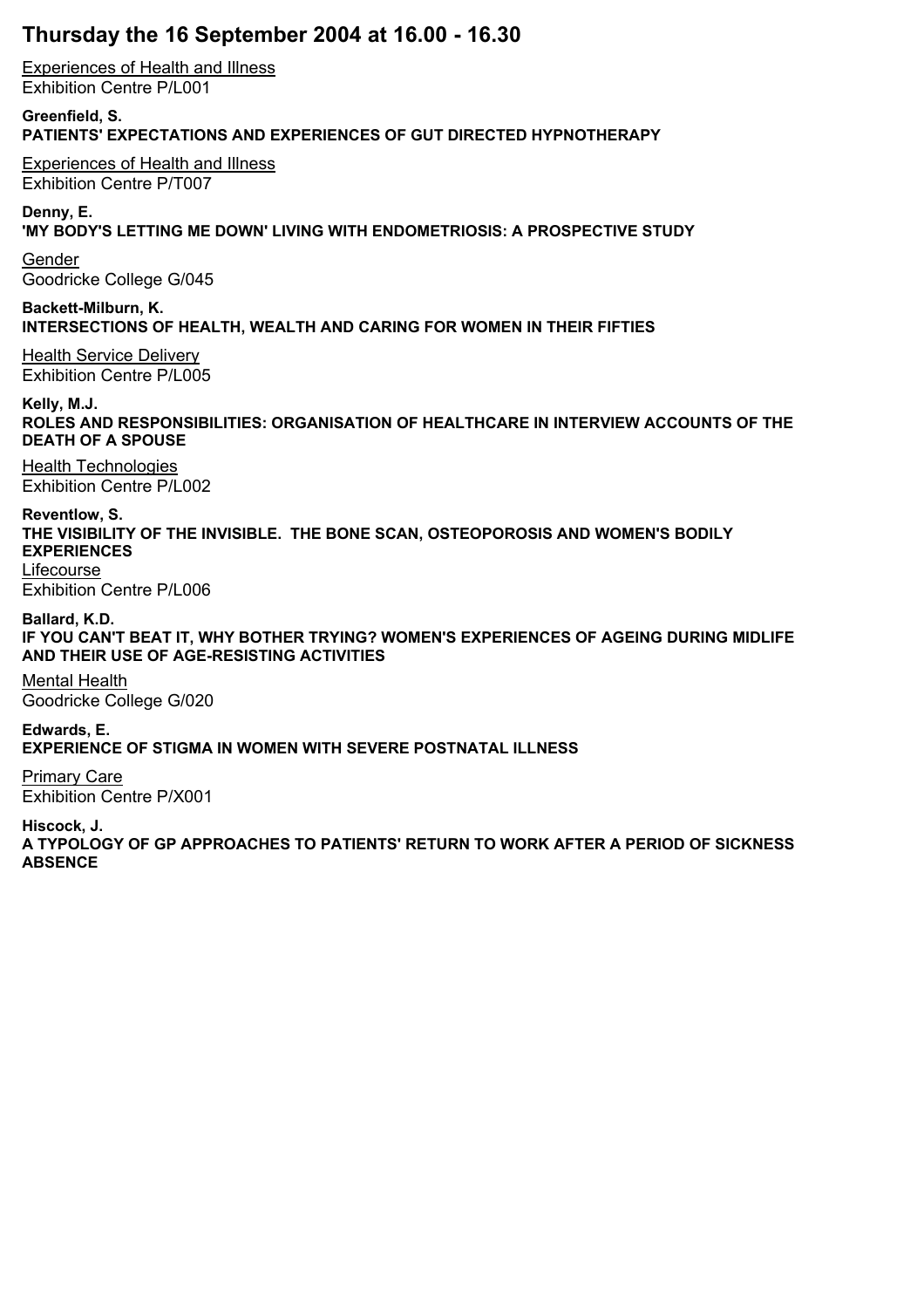# Thursday the 16 September 2004 at 16.00 - 16.30

Experiences of Health and Illness
Exhibition Centre P/L001

**Greenfield, S.**
**PATIENTS' EXPECTATIONS AND EXPERIENCES OF GUT DIRECTED HYPNOTHERAPY**

Experiences of Health and Illness
Exhibition Centre P/T007

**Denny, E.**
**'MY BODY'S LETTING ME DOWN' LIVING WITH ENDOMETRIOSIS: A PROSPECTIVE STUDY**

Gender
Goodricke College G/045

**Backett-Milburn, K.**
**INTERSECTIONS OF HEALTH, WEALTH AND CARING FOR WOMEN IN THEIR FIFTIES**

Health Service Delivery
Exhibition Centre P/L005

**Kelly, M.J.**
**ROLES AND RESPONSIBILITIES: ORGANISATION OF HEALTHCARE IN INTERVIEW ACCOUNTS OF THE DEATH OF A SPOUSE**

Health Technologies
Exhibition Centre P/L002

**Reventlow, S.**
**THE VISIBILITY OF THE INVISIBLE. THE BONE SCAN, OSTEOPOROSIS AND WOMEN'S BODILY EXPERIENCES**

Lifecourse
Exhibition Centre P/L006

**Ballard, K.D.**
**IF YOU CAN'T BEAT IT, WHY BOTHER TRYING? WOMEN'S EXPERIENCES OF AGEING DURING MIDLIFE AND THEIR USE OF AGE-RESISTING ACTIVITIES**

Mental Health
Goodricke College G/020

**Edwards, E.**
**EXPERIENCE OF STIGMA IN WOMEN WITH SEVERE POSTNATAL ILLNESS**

Primary Care
Exhibition Centre P/X001

**Hiscock, J.**
**A TYPOLOGY OF GP APPROACHES TO PATIENTS' RETURN TO WORK AFTER A PERIOD OF SICKNESS ABSENCE**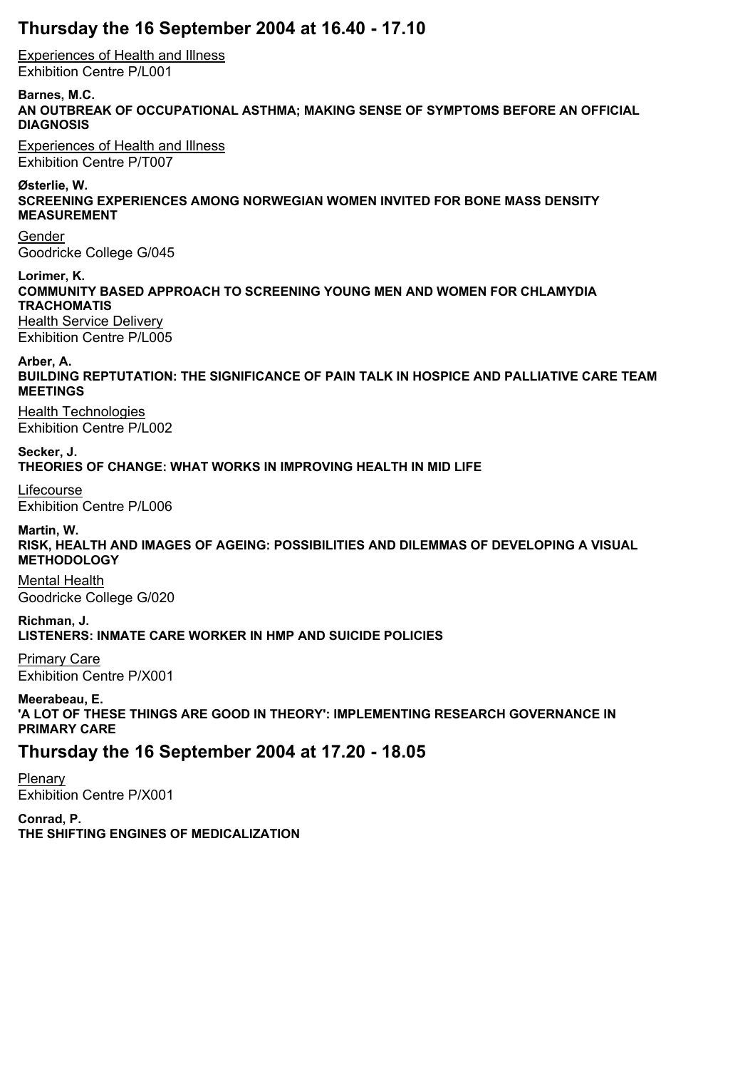## Thursday the 16 September 2004 at 16.40 - 17.10

Experiences of Health and Illness
Exhibition Centre P/L001

**Barnes, M.C.**
**AN OUTBREAK OF OCCUPATIONAL ASTHMA; MAKING SENSE OF SYMPTOMS BEFORE AN OFFICIAL DIAGNOSIS**

Experiences of Health and Illness
Exhibition Centre P/T007

**Østerlie, W.**
**SCREENING EXPERIENCES AMONG NORWEGIAN WOMEN INVITED FOR BONE MASS DENSITY MEASUREMENT**

Gender
Goodricke College G/045

**Lorimer, K.**
**COMMUNITY BASED APPROACH TO SCREENING YOUNG MEN AND WOMEN FOR CHLAMYDIA TRACHOMATIS**

Health Service Delivery
Exhibition Centre P/L005

**Arber, A.**
**BUILDING REPTUTATION: THE SIGNIFICANCE OF PAIN TALK IN HOSPICE AND PALLIATIVE CARE TEAM MEETINGS**

Health Technologies
Exhibition Centre P/L002

**Secker, J.**
**THEORIES OF CHANGE: WHAT WORKS IN IMPROVING HEALTH IN MID LIFE**

Lifecourse
Exhibition Centre P/L006

**Martin, W.**
**RISK, HEALTH AND IMAGES OF AGEING: POSSIBILITIES AND DILEMMAS OF DEVELOPING A VISUAL METHODOLOGY**

Mental Health
Goodricke College G/020

**Richman, J.**
**LISTENERS: INMATE CARE WORKER IN HMP AND SUICIDE POLICIES**

Primary Care
Exhibition Centre P/X001

**Meerabeau, E.**
**'A LOT OF THESE THINGS ARE GOOD IN THEORY': IMPLEMENTING RESEARCH GOVERNANCE IN PRIMARY CARE**

## Thursday the 16 September 2004 at 17.20 - 18.05

Plenary
Exhibition Centre P/X001

**Conrad, P.**
**THE SHIFTING ENGINES OF MEDICALIZATION**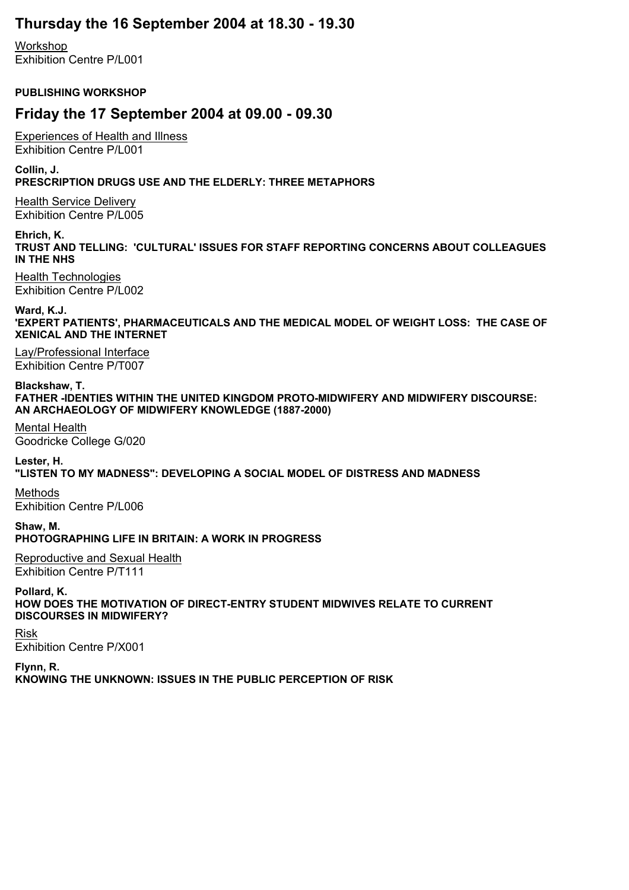## Thursday the 16 September 2004 at 18.30 - 19.30

Workshop
Exhibition Centre P/L001

**PUBLISHING WORKSHOP**

## Friday the 17 September 2004 at 09.00 - 09.30

Experiences of Health and Illness
Exhibition Centre P/L001

**Collin, J.**
**PRESCRIPTION DRUGS USE AND THE ELDERLY: THREE METAPHORS**

Health Service Delivery
Exhibition Centre P/L005

**Ehrich, K.**
**TRUST AND TELLING: 'CULTURAL' ISSUES FOR STAFF REPORTING CONCERNS ABOUT COLLEAGUES IN THE NHS**

Health Technologies
Exhibition Centre P/L002

**Ward, K.J.**
**'EXPERT PATIENTS', PHARMACEUTICALS AND THE MEDICAL MODEL OF WEIGHT LOSS: THE CASE OF XENICAL AND THE INTERNET**

Lay/Professional Interface
Exhibition Centre P/T007

**Blackshaw, T.**
**FATHER -IDENTIES WITHIN THE UNITED KINGDOM PROTO-MIDWIFERY AND MIDWIFERY DISCOURSE: AN ARCHAEOLOGY OF MIDWIFERY KNOWLEDGE (1887-2000)**

Mental Health
Goodricke College G/020

**Lester, H.**
**"LISTEN TO MY MADNESS": DEVELOPING A SOCIAL MODEL OF DISTRESS AND MADNESS**

Methods
Exhibition Centre P/L006

**Shaw, M.**
**PHOTOGRAPHING LIFE IN BRITAIN: A WORK IN PROGRESS**

Reproductive and Sexual Health
Exhibition Centre P/T111

**Pollard, K.**
**HOW DOES THE MOTIVATION OF DIRECT-ENTRY STUDENT MIDWIVES RELATE TO CURRENT DISCOURSES IN MIDWIFERY?**

Risk
Exhibition Centre P/X001

**Flynn, R.**
**KNOWING THE UNKNOWN: ISSUES IN THE PUBLIC PERCEPTION OF RISK**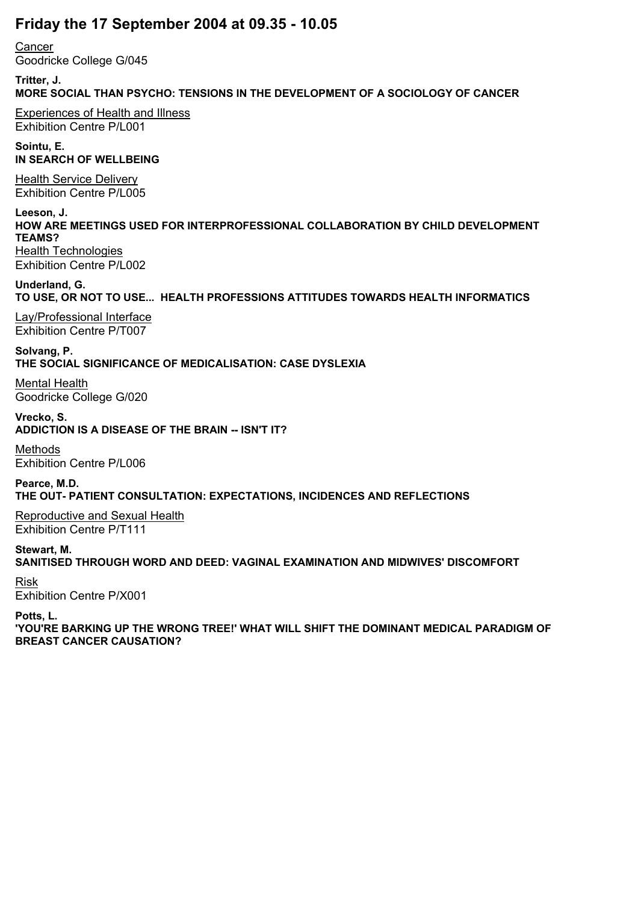# Friday the 17 September 2004 at 09.35 - 10.05

Cancer
Goodricke College G/045

**Tritter, J.**
**MORE SOCIAL THAN PSYCHO: TENSIONS IN THE DEVELOPMENT OF A SOCIOLOGY OF CANCER**

Experiences of Health and Illness
Exhibition Centre P/L001

**Sointu, E.**
**IN SEARCH OF WELLBEING**

Health Service Delivery
Exhibition Centre P/L005

**Leeson, J.**
**HOW ARE MEETINGS USED FOR INTERPROFESSIONAL COLLABORATION BY CHILD DEVELOPMENT TEAMS?**

Health Technologies
Exhibition Centre P/L002

**Underland, G.**
**TO USE, OR NOT TO USE... HEALTH PROFESSIONS ATTITUDES TOWARDS HEALTH INFORMATICS**

Lay/Professional Interface
Exhibition Centre P/T007

**Solvang, P.**
**THE SOCIAL SIGNIFICANCE OF MEDICALISATION: CASE DYSLEXIA**

Mental Health
Goodricke College G/020

**Vrecko, S.**
**ADDICTION IS A DISEASE OF THE BRAIN -- ISN'T IT?**

Methods
Exhibition Centre P/L006

**Pearce, M.D.**
**THE OUT- PATIENT CONSULTATION: EXPECTATIONS, INCIDENCES AND REFLECTIONS**

Reproductive and Sexual Health
Exhibition Centre P/T111

**Stewart, M.**
**SANITISED THROUGH WORD AND DEED: VAGINAL EXAMINATION AND MIDWIVES' DISCOMFORT**

Risk
Exhibition Centre P/X001

**Potts, L.**
**'YOU'RE BARKING UP THE WRONG TREE!' WHAT WILL SHIFT THE DOMINANT MEDICAL PARADIGM OF BREAST CANCER CAUSATION?**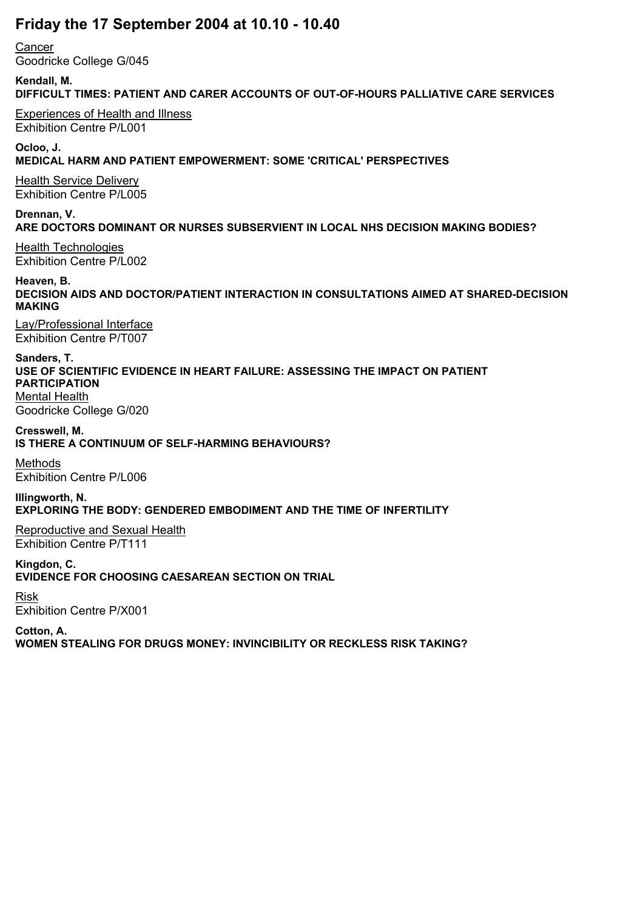## Friday the 17 September 2004 at 10.10 - 10.40

Cancer
Goodricke College G/045

**Kendall, M.**
**DIFFICULT TIMES: PATIENT AND CARER ACCOUNTS OF OUT-OF-HOURS PALLIATIVE CARE SERVICES**

Experiences of Health and Illness
Exhibition Centre P/L001

**Ocloo, J.**
**MEDICAL HARM AND PATIENT EMPOWERMENT: SOME 'CRITICAL' PERSPECTIVES**

Health Service Delivery
Exhibition Centre P/L005

**Drennan, V.**
**ARE DOCTORS DOMINANT OR NURSES SUBSERVIENT IN LOCAL NHS DECISION MAKING BODIES?**

Health Technologies
Exhibition Centre P/L002

**Heaven, B.**
**DECISION AIDS AND DOCTOR/PATIENT INTERACTION IN CONSULTATIONS AIMED AT SHARED-DECISION MAKING**

Lay/Professional Interface
Exhibition Centre P/T007

**Sanders, T.**
**USE OF SCIENTIFIC EVIDENCE IN HEART FAILURE: ASSESSING THE IMPACT ON PATIENT PARTICIPATION**

Mental Health
Goodricke College G/020

**Cresswell, M.**
**IS THERE A CONTINUUM OF SELF-HARMING BEHAVIOURS?**

Methods
Exhibition Centre P/L006

**Illingworth, N.**
**EXPLORING THE BODY: GENDERED EMBODIMENT AND THE TIME OF INFERTILITY**

Reproductive and Sexual Health
Exhibition Centre P/T111

**Kingdon, C.**
**EVIDENCE FOR CHOOSING CAESAREAN SECTION ON TRIAL**

Risk
Exhibition Centre P/X001

**Cotton, A.**
**WOMEN STEALING FOR DRUGS MONEY: INVINCIBILITY OR RECKLESS RISK TAKING?**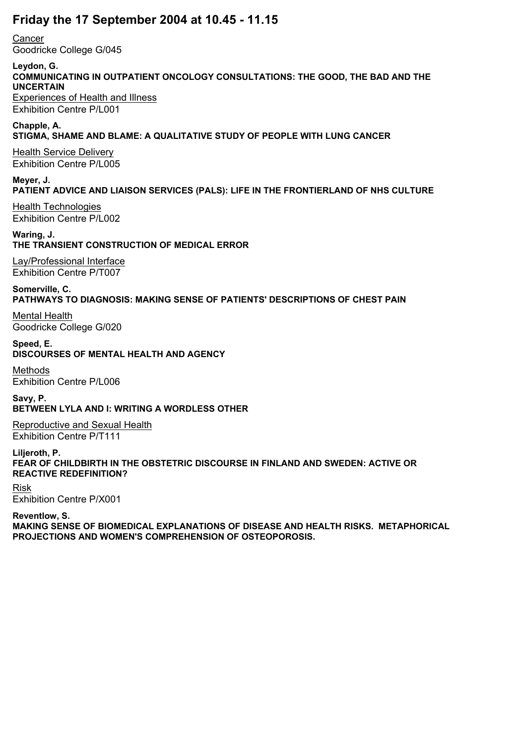# Friday the 17 September 2004 at 10.45 - 11.15

Cancer
Goodricke College G/045

**Leydon, G.**
**COMMUNICATING IN OUTPATIENT ONCOLOGY CONSULTATIONS: THE GOOD, THE BAD AND THE UNCERTAIN**

Experiences of Health and Illness
Exhibition Centre P/L001

**Chapple, A.**
**STIGMA, SHAME AND BLAME: A QUALITATIVE STUDY OF PEOPLE WITH LUNG CANCER**

Health Service Delivery
Exhibition Centre P/L005

**Meyer, J.**
**PATIENT ADVICE AND LIAISON SERVICES (PALS): LIFE IN THE FRONTIERLAND OF NHS CULTURE**

Health Technologies
Exhibition Centre P/L002

**Waring, J.**
**THE TRANSIENT CONSTRUCTION OF MEDICAL ERROR**

Lay/Professional Interface
Exhibition Centre P/T007

**Somerville, C.**
**PATHWAYS TO DIAGNOSIS: MAKING SENSE OF PATIENTS' DESCRIPTIONS OF CHEST PAIN**

Mental Health
Goodricke College G/020

**Speed, E.**
**DISCOURSES OF MENTAL HEALTH AND AGENCY**

Methods
Exhibition Centre P/L006

**Savy, P.**
**BETWEEN LYLA AND I: WRITING A WORDLESS OTHER**

Reproductive and Sexual Health
Exhibition Centre P/T111

**Liljeroth, P.**
**FEAR OF CHILDBIRTH IN THE OBSTETRIC DISCOURSE IN FINLAND AND SWEDEN: ACTIVE OR REACTIVE REDEFINITION?**

Risk
Exhibition Centre P/X001

**Reventlow, S.**
**MAKING SENSE OF BIOMEDICAL EXPLANATIONS OF DISEASE AND HEALTH RISKS. METAPHORICAL PROJECTIONS AND WOMEN'S COMPREHENSION OF OSTEOPOROSIS.**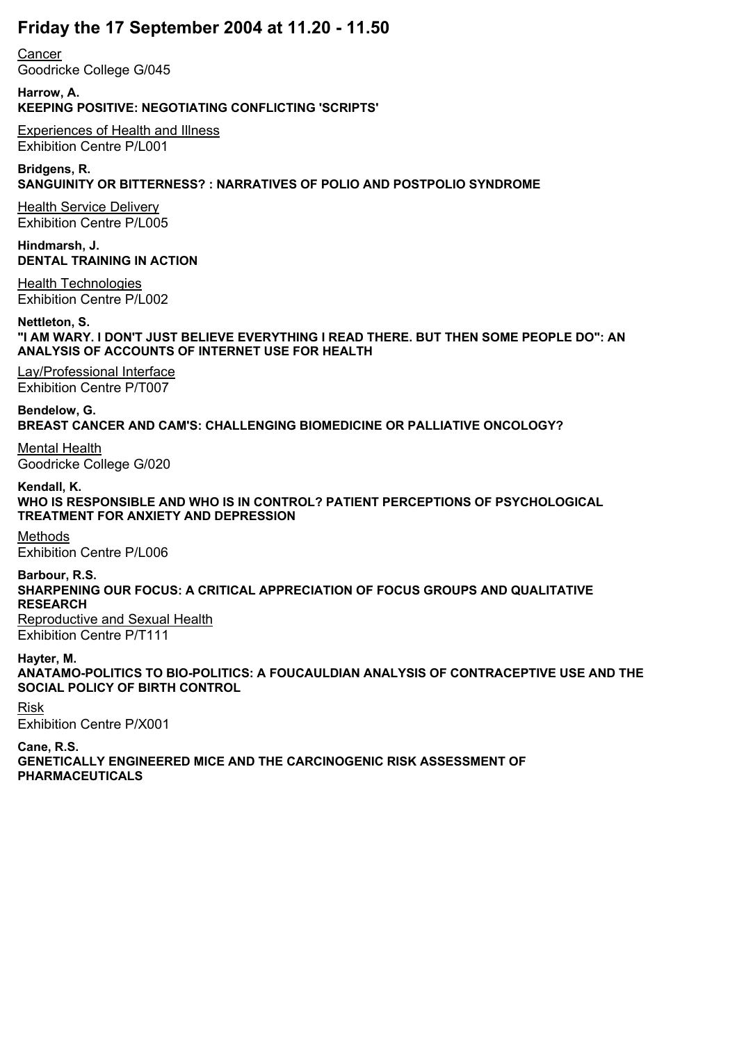# Friday the 17 September 2004 at 11.20 - 11.50

Cancer
Goodricke College G/045

**Harrow, A.**
**KEEPING POSITIVE: NEGOTIATING CONFLICTING 'SCRIPTS'**

Experiences of Health and Illness
Exhibition Centre P/L001

**Bridgens, R.**
**SANGUINITY OR BITTERNESS? : NARRATIVES OF POLIO AND POSTPOLIO SYNDROME**

Health Service Delivery
Exhibition Centre P/L005

**Hindmarsh, J.**
**DENTAL TRAINING IN ACTION**

Health Technologies
Exhibition Centre P/L002

**Nettleton, S.**
**"I AM WARY. I DON'T JUST BELIEVE EVERYTHING I READ THERE. BUT THEN SOME PEOPLE DO": AN ANALYSIS OF ACCOUNTS OF INTERNET USE FOR HEALTH**

Lay/Professional Interface
Exhibition Centre P/T007

**Bendelow, G.**
**BREAST CANCER AND CAM'S: CHALLENGING BIOMEDICINE OR PALLIATIVE ONCOLOGY?**

Mental Health
Goodricke College G/020

**Kendall, K.**
**WHO IS RESPONSIBLE AND WHO IS IN CONTROL? PATIENT PERCEPTIONS OF PSYCHOLOGICAL TREATMENT FOR ANXIETY AND DEPRESSION**

Methods
Exhibition Centre P/L006

**Barbour, R.S.**
**SHARPENING OUR FOCUS: A CRITICAL APPRECIATION OF FOCUS GROUPS AND QUALITATIVE RESEARCH**

Reproductive and Sexual Health
Exhibition Centre P/T111

**Hayter, M.**
**ANATAMO-POLITICS TO BIO-POLITICS: A FOUCAULDIAN ANALYSIS OF CONTRACEPTIVE USE AND THE SOCIAL POLICY OF BIRTH CONTROL**

Risk
Exhibition Centre P/X001

**Cane, R.S.**
**GENETICALLY ENGINEERED MICE AND THE CARCINOGENIC RISK ASSESSMENT OF PHARMACEUTICALS**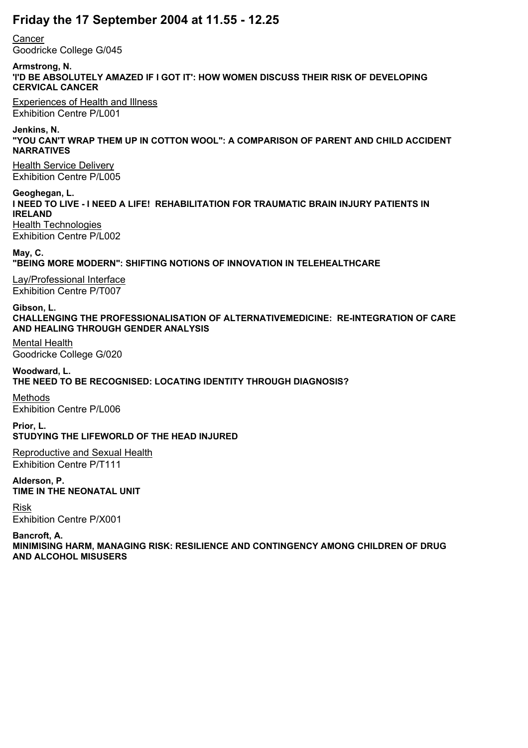# Friday the 17 September 2004 at 11.55 - 12.25

Cancer
Goodricke College G/045

**Armstrong, N.**
**'I'D BE ABSOLUTELY AMAZED IF I GOT IT': HOW WOMEN DISCUSS THEIR RISK OF DEVELOPING CERVICAL CANCER**

Experiences of Health and Illness
Exhibition Centre P/L001

**Jenkins, N.**
**"YOU CAN'T WRAP THEM UP IN COTTON WOOL": A COMPARISON OF PARENT AND CHILD ACCIDENT NARRATIVES**

Health Service Delivery
Exhibition Centre P/L005

**Geoghegan, L.**
**I NEED TO LIVE - I NEED A LIFE! REHABILITATION FOR TRAUMATIC BRAIN INJURY PATIENTS IN IRELAND**

Health Technologies
Exhibition Centre P/L002

**May, C.**
**"BEING MORE MODERN": SHIFTING NOTIONS OF INNOVATION IN TELEHEALTHCARE**

Lay/Professional Interface
Exhibition Centre P/T007

**Gibson, L.**
**CHALLENGING THE PROFESSIONALISATION OF ALTERNATIVEMEDICINE: RE-INTEGRATION OF CARE AND HEALING THROUGH GENDER ANALYSIS**

Mental Health
Goodricke College G/020

**Woodward, L.**
**THE NEED TO BE RECOGNISED: LOCATING IDENTITY THROUGH DIAGNOSIS?**

Methods
Exhibition Centre P/L006

**Prior, L.**
**STUDYING THE LIFEWORLD OF THE HEAD INJURED**

Reproductive and Sexual Health
Exhibition Centre P/T111

**Alderson, P.**
**TIME IN THE NEONATAL UNIT**

Risk
Exhibition Centre P/X001

**Bancroft, A.**
**MINIMISING HARM, MANAGING RISK: RESILIENCE AND CONTINGENCY AMONG CHILDREN OF DRUG AND ALCOHOL MISUSERS**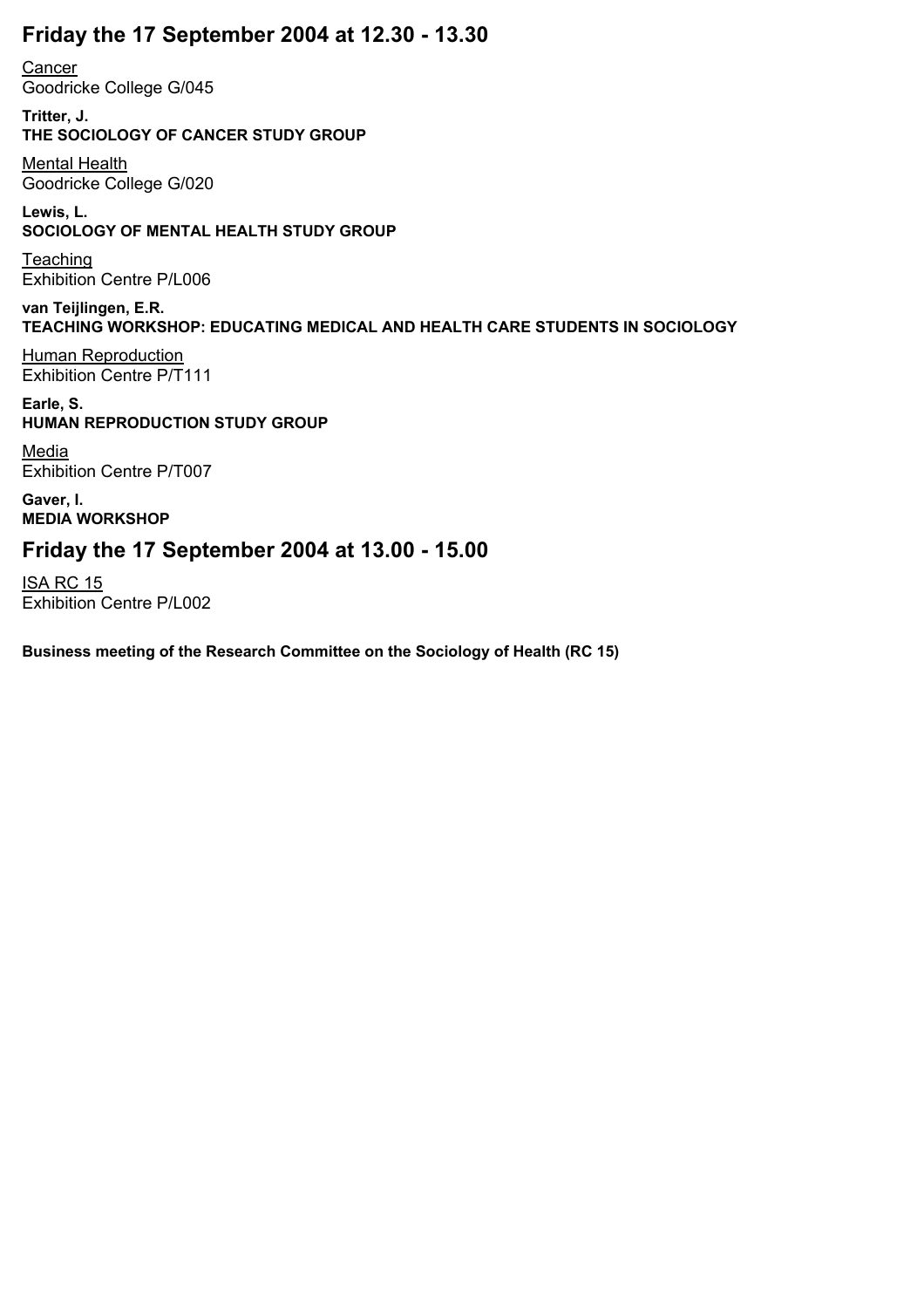## Friday the 17 September 2004 at 12.30 - 13.30

Cancer
Goodricke College G/045

**Tritter, J.**
**THE SOCIOLOGY OF CANCER STUDY GROUP**

Mental Health
Goodricke College G/020

**Lewis, L.**
**SOCIOLOGY OF MENTAL HEALTH STUDY GROUP**

Teaching
Exhibition Centre P/L006

**van Teijlingen, E.R.**
**TEACHING WORKSHOP: EDUCATING MEDICAL AND HEALTH CARE STUDENTS IN SOCIOLOGY**

Human Reproduction
Exhibition Centre P/T111

**Earle, S.**
**HUMAN REPRODUCTION STUDY GROUP**

Media
Exhibition Centre P/T007

**Gaver, I.**
**MEDIA WORKSHOP**

## Friday the 17 September 2004 at 13.00 - 15.00

ISA RC 15
Exhibition Centre P/L002

**Business meeting of the Research Committee on the Sociology of Health (RC 15)**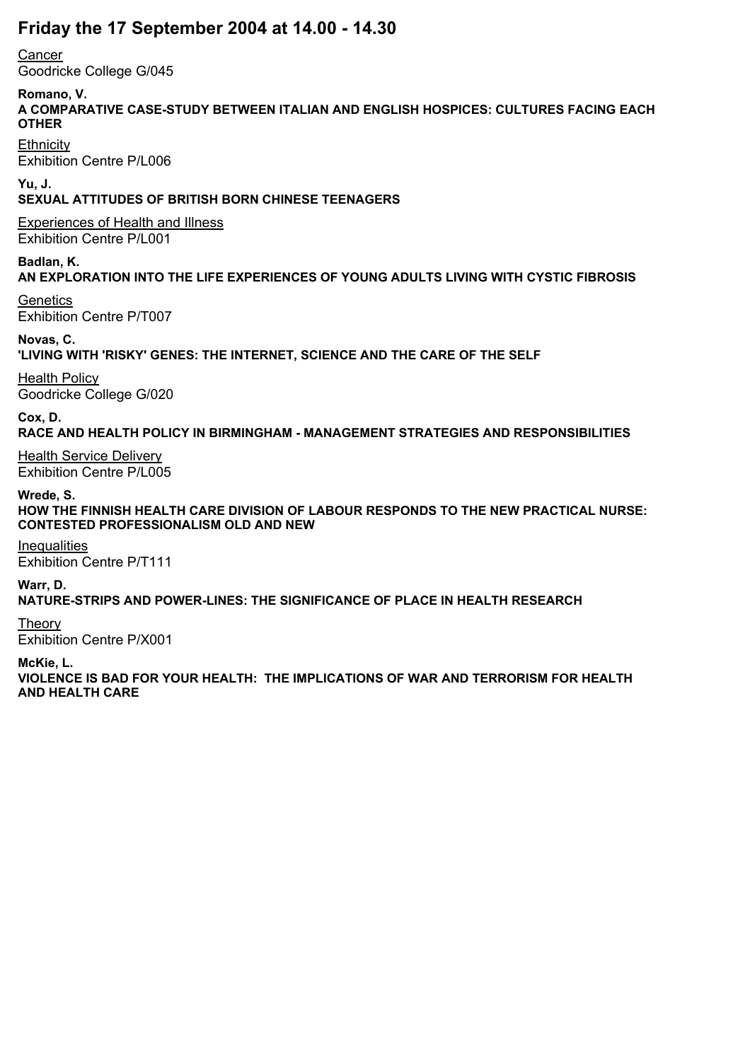# Friday the 17 September 2004 at 14.00 - 14.30

Cancer
Goodricke College G/045

**Romano, V.**
**A COMPARATIVE CASE-STUDY BETWEEN ITALIAN AND ENGLISH HOSPICES: CULTURES FACING EACH OTHER**

Ethnicity
Exhibition Centre P/L006

**Yu, J.**
**SEXUAL ATTITUDES OF BRITISH BORN CHINESE TEENAGERS**

Experiences of Health and Illness
Exhibition Centre P/L001

**Badlan, K.**
**AN EXPLORATION INTO THE LIFE EXPERIENCES OF YOUNG ADULTS LIVING WITH CYSTIC FIBROSIS**

Genetics
Exhibition Centre P/T007

**Novas, C.**
**'LIVING WITH 'RISKY' GENES: THE INTERNET, SCIENCE AND THE CARE OF THE SELF**

Health Policy
Goodricke College G/020

**Cox, D.**
**RACE AND HEALTH POLICY IN BIRMINGHAM - MANAGEMENT STRATEGIES AND RESPONSIBILITIES**

Health Service Delivery
Exhibition Centre P/L005

**Wrede, S.**
**HOW THE FINNISH HEALTH CARE DIVISION OF LABOUR RESPONDS TO THE NEW PRACTICAL NURSE: CONTESTED PROFESSIONALISM OLD AND NEW**

Inequalities
Exhibition Centre P/T111

**Warr, D.**
**NATURE-STRIPS AND POWER-LINES: THE SIGNIFICANCE OF PLACE IN HEALTH RESEARCH**

Theory
Exhibition Centre P/X001

**McKie, L.**
**VIOLENCE IS BAD FOR YOUR HEALTH: THE IMPLICATIONS OF WAR AND TERRORISM FOR HEALTH AND HEALTH CARE**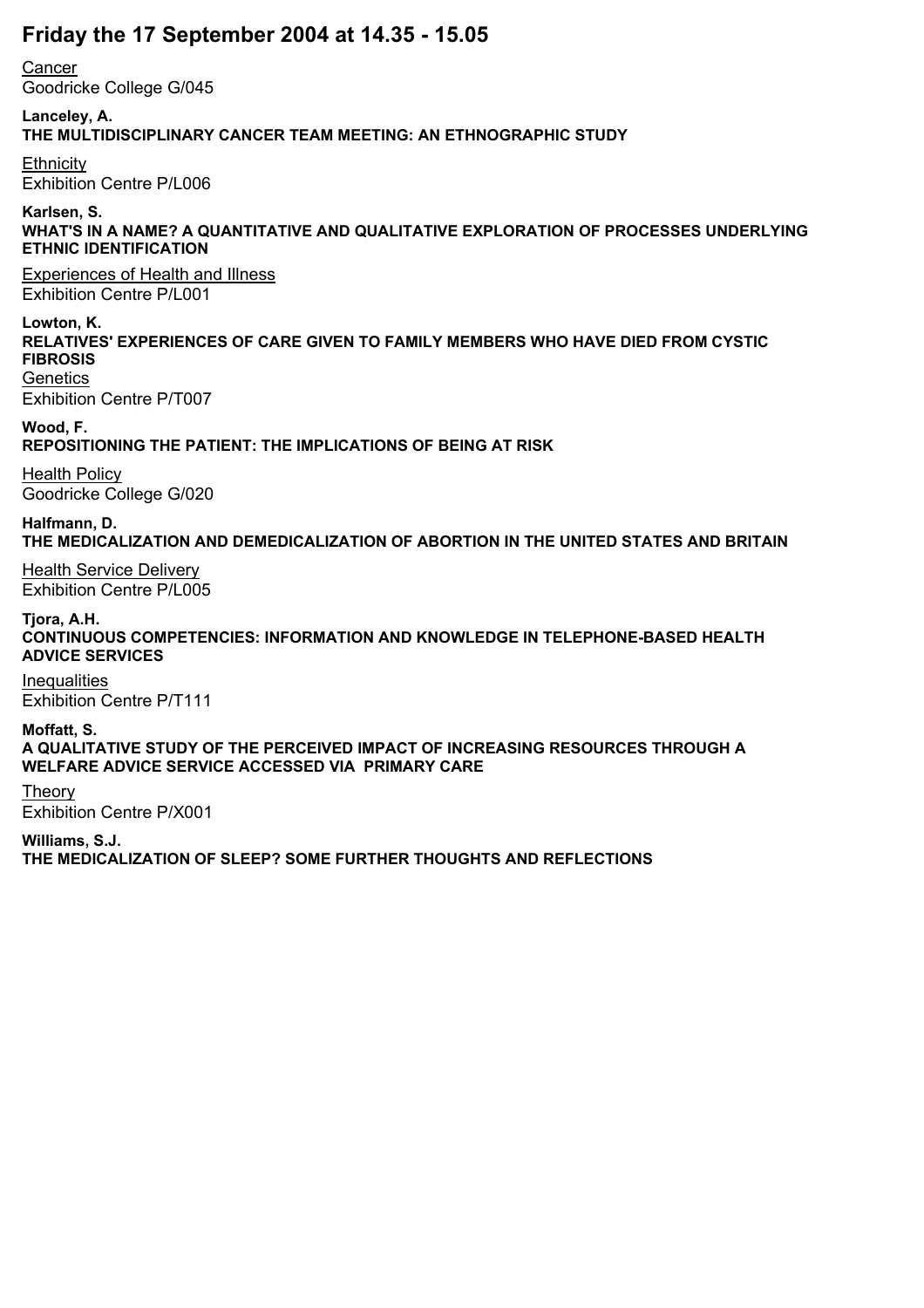# Friday the 17 September 2004 at 14.35 - 15.05

Cancer
Goodricke College G/045

**Lanceley, A.**
**THE MULTIDISCIPLINARY CANCER TEAM MEETING: AN ETHNOGRAPHIC STUDY**

Ethnicity
Exhibition Centre P/L006

**Karlsen, S.**
**WHAT'S IN A NAME? A QUANTITATIVE AND QUALITATIVE EXPLORATION OF PROCESSES UNDERLYING ETHNIC IDENTIFICATION**

Experiences of Health and Illness
Exhibition Centre P/L001

**Lowton, K.**
**RELATIVES' EXPERIENCES OF CARE GIVEN TO FAMILY MEMBERS WHO HAVE DIED FROM CYSTIC FIBROSIS**

Genetics
Exhibition Centre P/T007

**Wood, F.**
**REPOSITIONING THE PATIENT: THE IMPLICATIONS OF BEING AT RISK**

Health Policy
Goodricke College G/020

**Halfmann, D.**
**THE MEDICALIZATION AND DEMEDICALIZATION OF ABORTION IN THE UNITED STATES AND BRITAIN**

Health Service Delivery
Exhibition Centre P/L005

**Tjora, A.H.**
**CONTINUOUS COMPETENCIES: INFORMATION AND KNOWLEDGE IN TELEPHONE-BASED HEALTH ADVICE SERVICES**

Inequalities
Exhibition Centre P/T111

**Moffatt, S.**
**A QUALITATIVE STUDY OF THE PERCEIVED IMPACT OF INCREASING RESOURCES THROUGH A WELFARE ADVICE SERVICE ACCESSED VIA PRIMARY CARE**

Theory
Exhibition Centre P/X001

**Williams, S.J.**
**THE MEDICALIZATION OF SLEEP? SOME FURTHER THOUGHTS AND REFLECTIONS**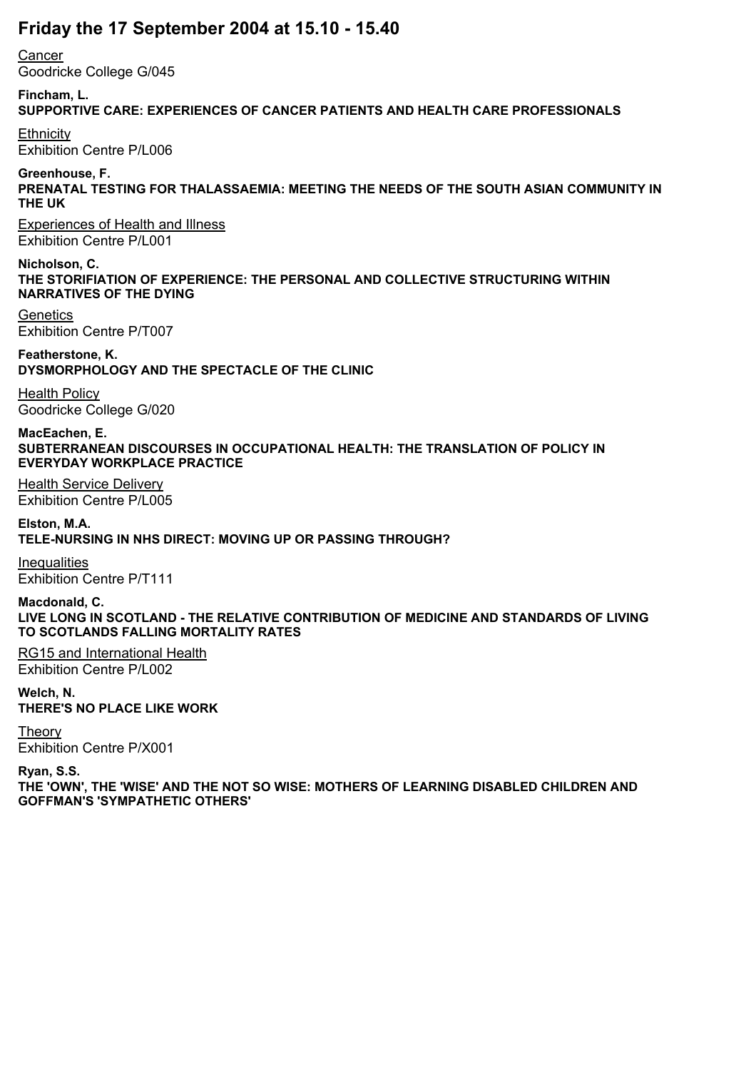# Friday the 17 September 2004 at 15.10 - 15.40

Cancer
Goodricke College G/045

**Fincham, L.**
**SUPPORTIVE CARE: EXPERIENCES OF CANCER PATIENTS AND HEALTH CARE PROFESSIONALS**

Ethnicity
Exhibition Centre P/L006

**Greenhouse, F.**
**PRENATAL TESTING FOR THALASSAEMIA: MEETING THE NEEDS OF THE SOUTH ASIAN COMMUNITY IN THE UK**

Experiences of Health and Illness
Exhibition Centre P/L001

**Nicholson, C.**
**THE STORIFIATION OF EXPERIENCE: THE PERSONAL AND COLLECTIVE STRUCTURING WITHIN NARRATIVES OF THE DYING**

Genetics
Exhibition Centre P/T007

**Featherstone, K.**
**DYSMORPHOLOGY AND THE SPECTACLE OF THE CLINIC**

Health Policy
Goodricke College G/020

**MacEachen, E.**
**SUBTERRANEAN DISCOURSES IN OCCUPATIONAL HEALTH: THE TRANSLATION OF POLICY IN EVERYDAY WORKPLACE PRACTICE**

Health Service Delivery
Exhibition Centre P/L005

**Elston, M.A.**
**TELE-NURSING IN NHS DIRECT: MOVING UP OR PASSING THROUGH?**

Inequalities
Exhibition Centre P/T111

**Macdonald, C.**
**LIVE LONG IN SCOTLAND - THE RELATIVE CONTRIBUTION OF MEDICINE AND STANDARDS OF LIVING TO SCOTLANDS FALLING MORTALITY RATES**

RG15 and International Health
Exhibition Centre P/L002

**Welch, N.**
**THERE'S NO PLACE LIKE WORK**

Theory
Exhibition Centre P/X001

**Ryan, S.S.**
**THE 'OWN', THE 'WISE' AND THE NOT SO WISE: MOTHERS OF LEARNING DISABLED CHILDREN AND GOFFMAN'S 'SYMPATHETIC OTHERS'**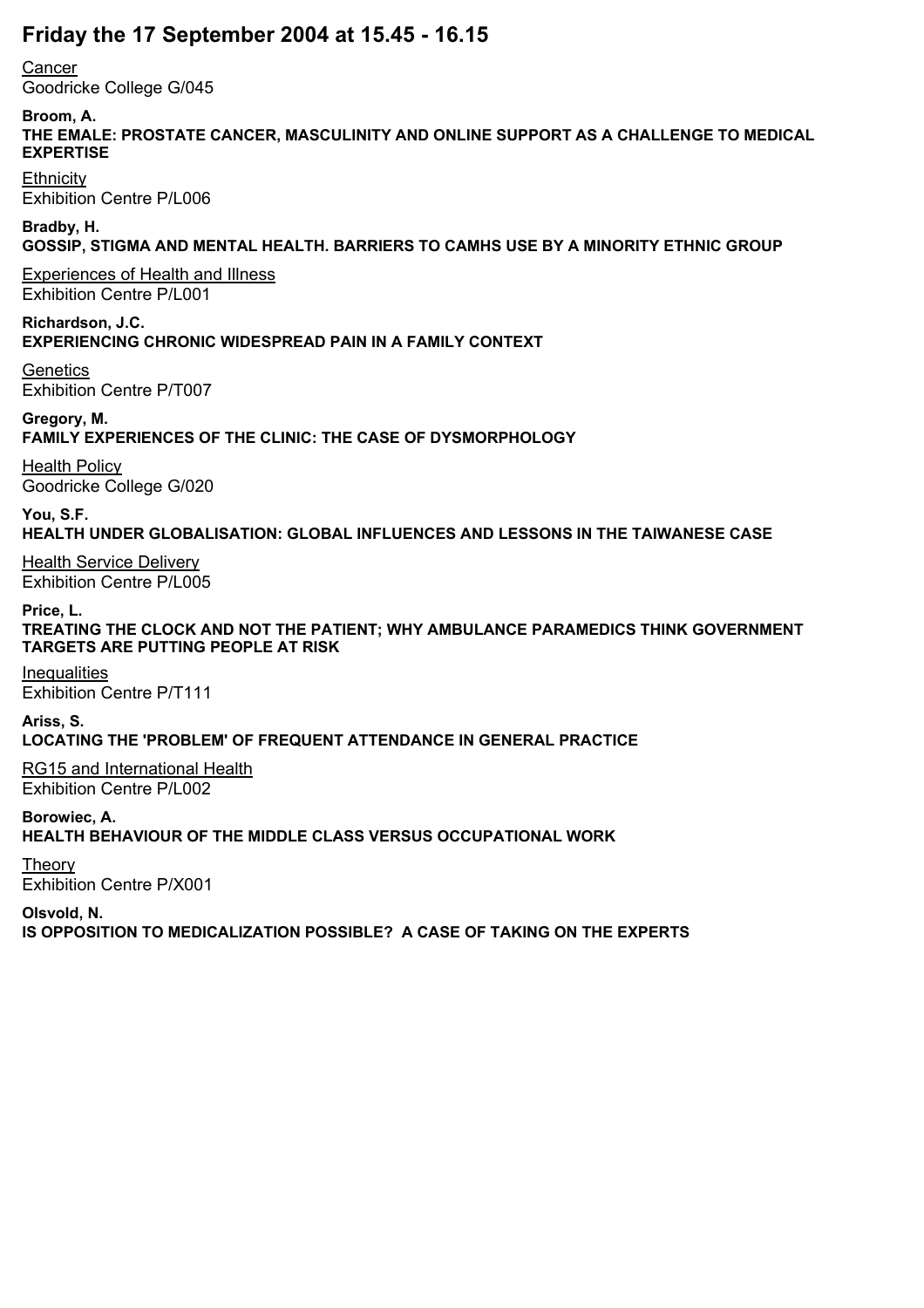# Friday the 17 September 2004 at 15.45 - 16.15

Cancer
Goodricke College G/045

**Broom, A.**
**THE EMALE: PROSTATE CANCER, MASCULINITY AND ONLINE SUPPORT AS A CHALLENGE TO MEDICAL EXPERTISE**

Ethnicity
Exhibition Centre P/L006

**Bradby, H.**
**GOSSIP, STIGMA AND MENTAL HEALTH. BARRIERS TO CAMHS USE BY A MINORITY ETHNIC GROUP**

Experiences of Health and Illness
Exhibition Centre P/L001

**Richardson, J.C.**
**EXPERIENCING CHRONIC WIDESPREAD PAIN IN A FAMILY CONTEXT**

Genetics
Exhibition Centre P/T007

**Gregory, M.**
**FAMILY EXPERIENCES OF THE CLINIC: THE CASE OF DYSMORPHOLOGY**

Health Policy
Goodricke College G/020

**You, S.F.**
**HEALTH UNDER GLOBALISATION: GLOBAL INFLUENCES AND LESSONS IN THE TAIWANESE CASE**

Health Service Delivery
Exhibition Centre P/L005

**Price, L.**
**TREATING THE CLOCK AND NOT THE PATIENT; WHY AMBULANCE PARAMEDICS THINK GOVERNMENT TARGETS ARE PUTTING PEOPLE AT RISK**

Inequalities
Exhibition Centre P/T111

**Ariss, S.**
**LOCATING THE 'PROBLEM' OF FREQUENT ATTENDANCE IN GENERAL PRACTICE**

RG15 and International Health
Exhibition Centre P/L002

**Borowiec, A.**
**HEALTH BEHAVIOUR OF THE MIDDLE CLASS VERSUS OCCUPATIONAL WORK**

Theory
Exhibition Centre P/X001

**Olsvold, N.**
**IS OPPOSITION TO MEDICALIZATION POSSIBLE? A CASE OF TAKING ON THE EXPERTS**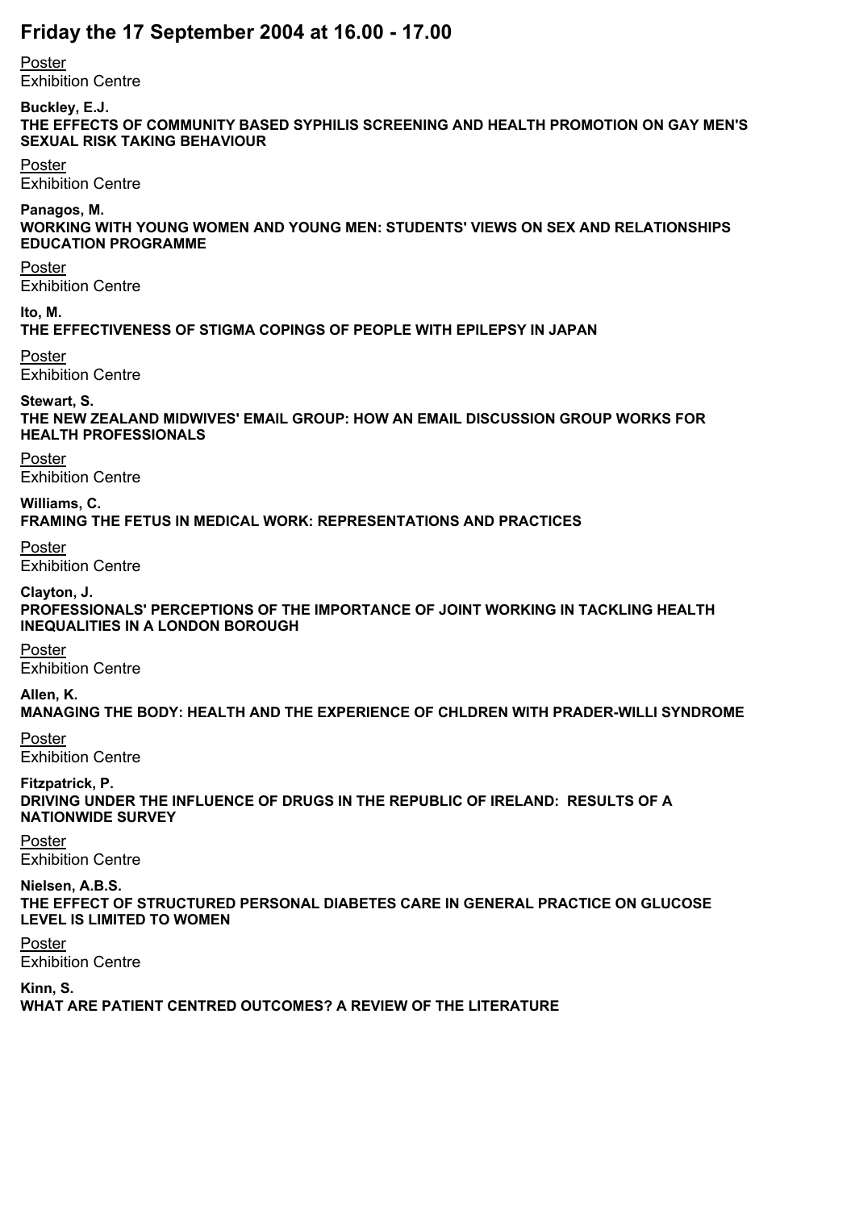# Friday the 17 September 2004 at 16.00 - 17.00

Poster
Exhibition Centre

**Buckley, E.J.**
**THE EFFECTS OF COMMUNITY BASED SYPHILIS SCREENING AND HEALTH PROMOTION ON GAY MEN'S SEXUAL RISK TAKING BEHAVIOUR**

Poster
Exhibition Centre

**Panagos, M.**
**WORKING WITH YOUNG WOMEN AND YOUNG MEN: STUDENTS' VIEWS ON SEX AND RELATIONSHIPS EDUCATION PROGRAMME**

Poster
Exhibition Centre

**Ito, M.**
**THE EFFECTIVENESS OF STIGMA COPINGS OF PEOPLE WITH EPILEPSY IN JAPAN**

Poster
Exhibition Centre

**Stewart, S.**
**THE NEW ZEALAND MIDWIVES' EMAIL GROUP: HOW AN EMAIL DISCUSSION GROUP WORKS FOR HEALTH PROFESSIONALS**

Poster
Exhibition Centre

**Williams, C.**
**FRAMING THE FETUS IN MEDICAL WORK: REPRESENTATIONS AND PRACTICES**

Poster
Exhibition Centre

**Clayton, J.**
**PROFESSIONALS' PERCEPTIONS OF THE IMPORTANCE OF JOINT WORKING IN TACKLING HEALTH INEQUALITIES IN A LONDON BOROUGH**

Poster
Exhibition Centre

**Allen, K.**
**MANAGING THE BODY: HEALTH AND THE EXPERIENCE OF CHLDREN WITH PRADER-WILLI SYNDROME**

Poster
Exhibition Centre

**Fitzpatrick, P.**
**DRIVING UNDER THE INFLUENCE OF DRUGS IN THE REPUBLIC OF IRELAND: RESULTS OF A NATIONWIDE SURVEY**

Poster
Exhibition Centre

**Nielsen, A.B.S.**
**THE EFFECT OF STRUCTURED PERSONAL DIABETES CARE IN GENERAL PRACTICE ON GLUCOSE LEVEL IS LIMITED TO WOMEN**

Poster
Exhibition Centre

**Kinn, S.**
**WHAT ARE PATIENT CENTRED OUTCOMES? A REVIEW OF THE LITERATURE**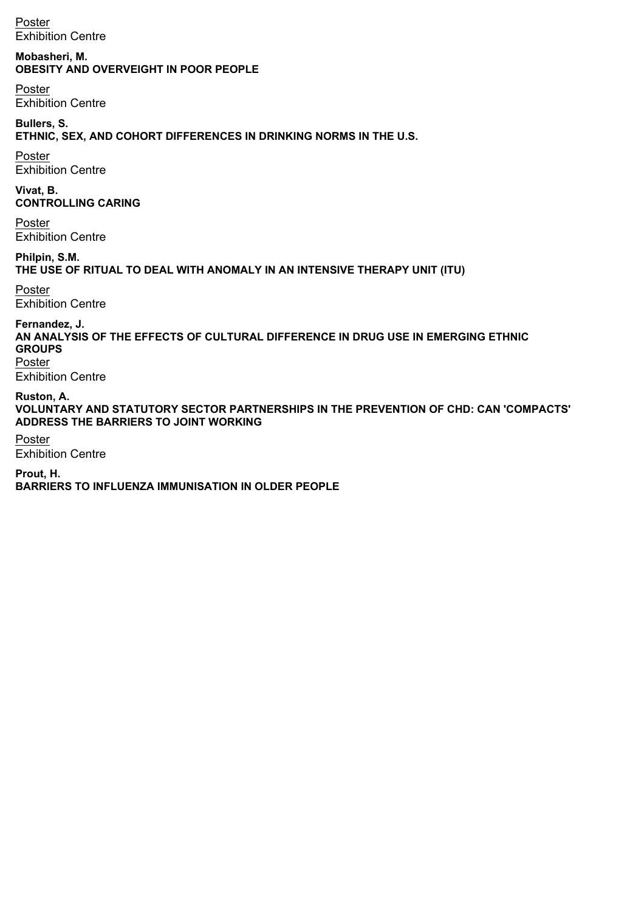<u>Poster</u>
Exhibition Centre

**Mobasheri, M.**
**OBESITY AND OVERVEIGHT IN POOR PEOPLE**

<u>Poster</u>
Exhibition Centre

**Bullers, S.**
**ETHNIC, SEX, AND COHORT DIFFERENCES IN DRINKING NORMS IN THE U.S.**

<u>Poster</u>
Exhibition Centre

**Vivat, B.**
**CONTROLLING CARING**

<u>Poster</u>
Exhibition Centre

**Philpin, S.M.**
**THE USE OF RITUAL TO DEAL WITH ANOMALY IN AN INTENSIVE THERAPY UNIT (ITU)**

<u>Poster</u>
Exhibition Centre

**Fernandez, J.**
**AN ANALYSIS OF THE EFFECTS OF CULTURAL DIFFERENCE IN DRUG USE IN EMERGING ETHNIC GROUPS**

<u>Poster</u>
Exhibition Centre

**Ruston, A.**
**VOLUNTARY AND STATUTORY SECTOR PARTNERSHIPS IN THE PREVENTION OF CHD: CAN 'COMPACTS' ADDRESS THE BARRIERS TO JOINT WORKING**

<u>Poster</u>
Exhibition Centre

**Prout, H.**
**BARRIERS TO INFLUENZA IMMUNISATION IN OLDER PEOPLE**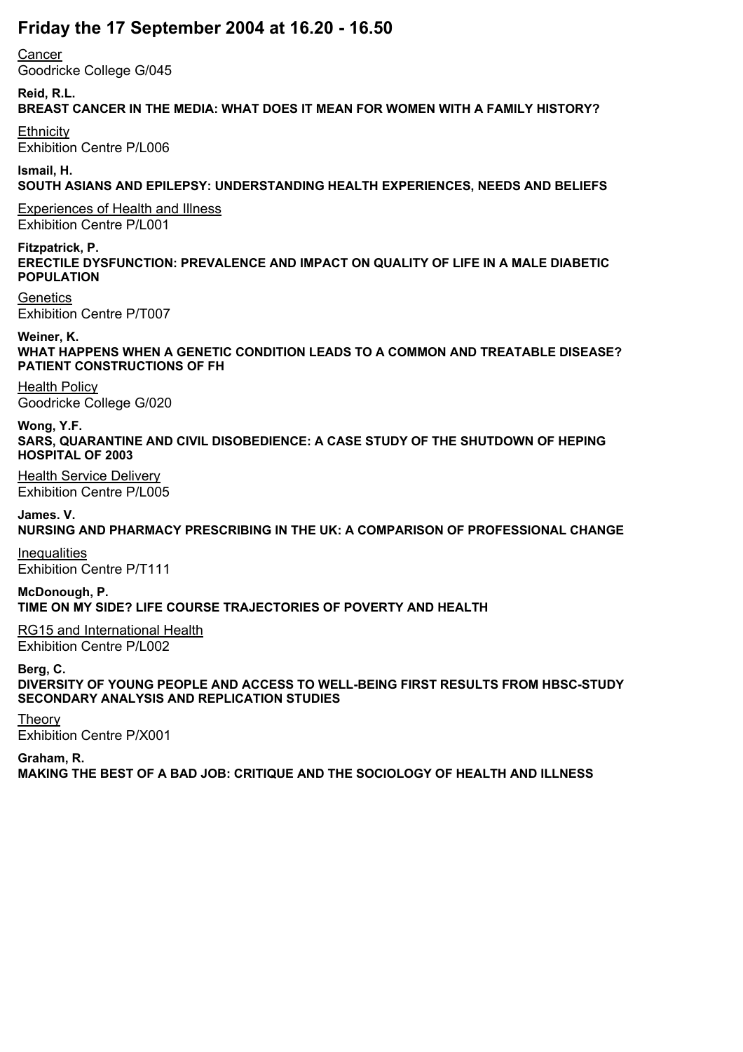# Friday the 17 September 2004 at 16.20 - 16.50

Cancer
Goodricke College G/045

**Reid, R.L.**
**BREAST CANCER IN THE MEDIA: WHAT DOES IT MEAN FOR WOMEN WITH A FAMILY HISTORY?**

Ethnicity
Exhibition Centre P/L006

**Ismail, H.**
**SOUTH ASIANS AND EPILEPSY: UNDERSTANDING HEALTH EXPERIENCES, NEEDS AND BELIEFS**

Experiences of Health and Illness
Exhibition Centre P/L001

**Fitzpatrick, P.**
**ERECTILE DYSFUNCTION: PREVALENCE AND IMPACT ON QUALITY OF LIFE IN A MALE DIABETIC POPULATION**

Genetics
Exhibition Centre P/T007

**Weiner, K.**
**WHAT HAPPENS WHEN A GENETIC CONDITION LEADS TO A COMMON AND TREATABLE DISEASE? PATIENT CONSTRUCTIONS OF FH**

Health Policy
Goodricke College G/020

**Wong, Y.F.**
**SARS, QUARANTINE AND CIVIL DISOBEDIENCE: A CASE STUDY OF THE SHUTDOWN OF HEPING HOSPITAL OF 2003**

Health Service Delivery
Exhibition Centre P/L005

**James. V.**
**NURSING AND PHARMACY PRESCRIBING IN THE UK: A COMPARISON OF PROFESSIONAL CHANGE**

Inequalities
Exhibition Centre P/T111

**McDonough, P.**
**TIME ON MY SIDE? LIFE COURSE TRAJECTORIES OF POVERTY AND HEALTH**

RG15 and International Health
Exhibition Centre P/L002

**Berg, C.**
**DIVERSITY OF YOUNG PEOPLE AND ACCESS TO WELL-BEING FIRST RESULTS FROM HBSC-STUDY SECONDARY ANALYSIS AND REPLICATION STUDIES**

Theory
Exhibition Centre P/X001

**Graham, R.**
**MAKING THE BEST OF A BAD JOB: CRITIQUE AND THE SOCIOLOGY OF HEALTH AND ILLNESS**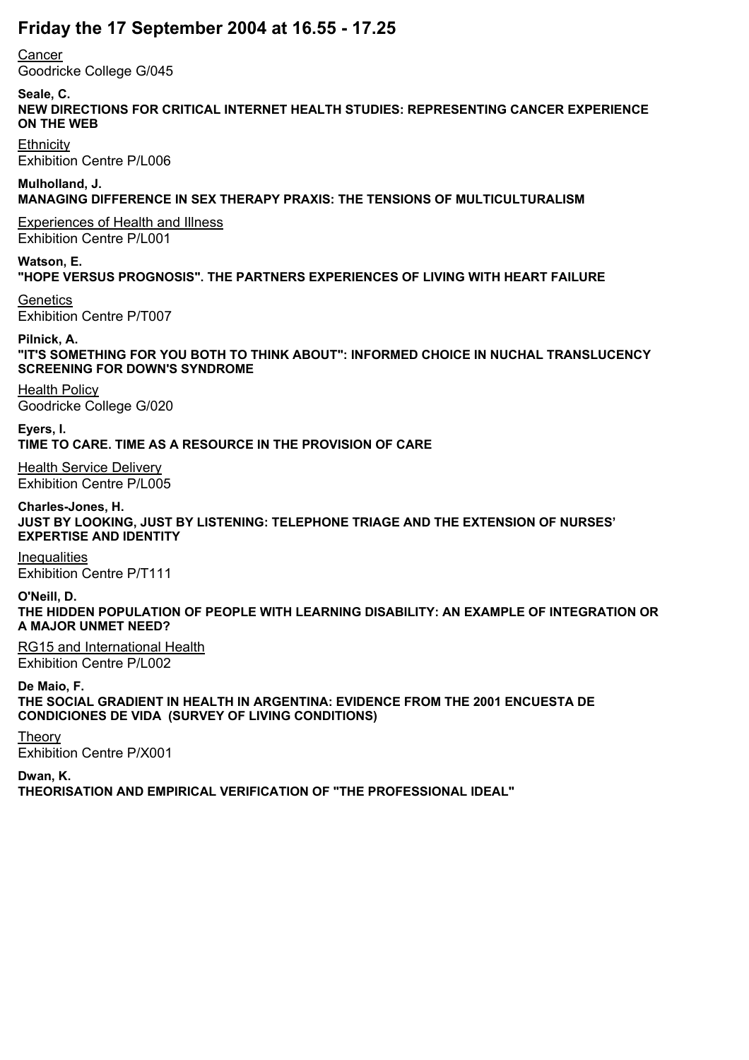# Friday the 17 September 2004 at 16.55 - 17.25

Cancer
Goodricke College G/045

**Seale, C.**
**NEW DIRECTIONS FOR CRITICAL INTERNET HEALTH STUDIES: REPRESENTING CANCER EXPERIENCE ON THE WEB**

Ethnicity
Exhibition Centre P/L006

**Mulholland, J.**
**MANAGING DIFFERENCE IN SEX THERAPY PRAXIS: THE TENSIONS OF MULTICULTURALISM**

Experiences of Health and Illness
Exhibition Centre P/L001

**Watson, E.**
**"HOPE VERSUS PROGNOSIS". THE PARTNERS EXPERIENCES OF LIVING WITH HEART FAILURE**

Genetics
Exhibition Centre P/T007

**Pilnick, A.**
**"IT'S SOMETHING FOR YOU BOTH TO THINK ABOUT": INFORMED CHOICE IN NUCHAL TRANSLUCENCY SCREENING FOR DOWN'S SYNDROME**

Health Policy
Goodricke College G/020

**Eyers, I.**
**TIME TO CARE. TIME AS A RESOURCE IN THE PROVISION OF CARE**

Health Service Delivery
Exhibition Centre P/L005

**Charles-Jones, H.**
**JUST BY LOOKING, JUST BY LISTENING: TELEPHONE TRIAGE AND THE EXTENSION OF NURSES' EXPERTISE AND IDENTITY**

Inequalities
Exhibition Centre P/T111

**O'Neill, D.**
**THE HIDDEN POPULATION OF PEOPLE WITH LEARNING DISABILITY: AN EXAMPLE OF INTEGRATION OR A MAJOR UNMET NEED?**

RG15 and International Health
Exhibition Centre P/L002

**De Maio, F.**
**THE SOCIAL GRADIENT IN HEALTH IN ARGENTINA: EVIDENCE FROM THE 2001 ENCUESTA DE CONDICIONES DE VIDA (SURVEY OF LIVING CONDITIONS)**

Theory
Exhibition Centre P/X001

**Dwan, K.**
**THEORISATION AND EMPIRICAL VERIFICATION OF "THE PROFESSIONAL IDEAL"**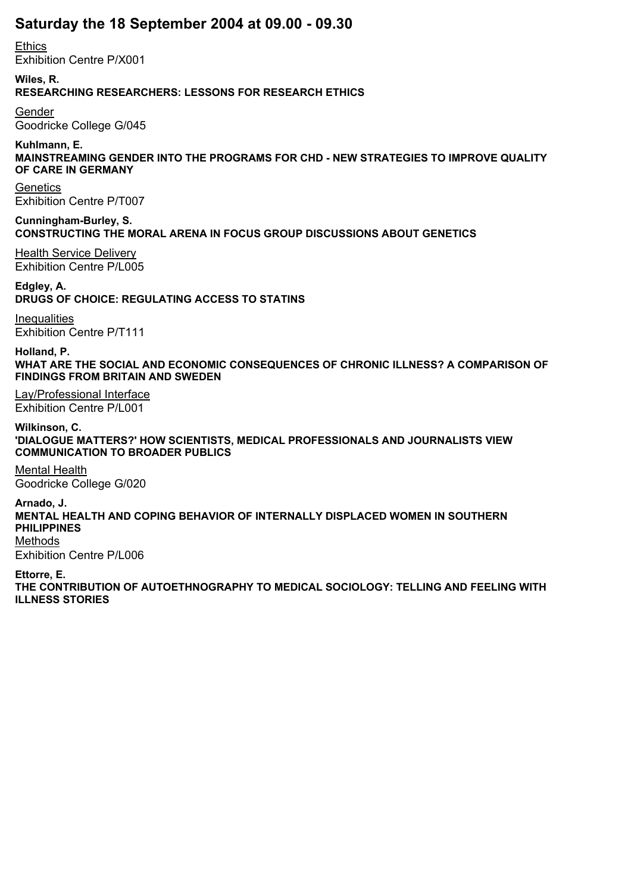## Saturday the 18 September 2004 at 09.00 - 09.30

Ethics
Exhibition Centre P/X001

**Wiles, R.**
**RESEARCHING RESEARCHERS: LESSONS FOR RESEARCH ETHICS**

Gender
Goodricke College G/045

**Kuhlmann, E.**
**MAINSTREAMING GENDER INTO THE PROGRAMS FOR CHD - NEW STRATEGIES TO IMPROVE QUALITY OF CARE IN GERMANY**

Genetics
Exhibition Centre P/T007

**Cunningham-Burley, S.**
**CONSTRUCTING THE MORAL ARENA IN FOCUS GROUP DISCUSSIONS ABOUT GENETICS**

Health Service Delivery
Exhibition Centre P/L005

**Edgley, A.**
**DRUGS OF CHOICE: REGULATING ACCESS TO STATINS**

Inequalities
Exhibition Centre P/T111

**Holland, P.**
**WHAT ARE THE SOCIAL AND ECONOMIC CONSEQUENCES OF CHRONIC ILLNESS? A COMPARISON OF FINDINGS FROM BRITAIN AND SWEDEN**

Lay/Professional Interface
Exhibition Centre P/L001

**Wilkinson, C.**
**'DIALOGUE MATTERS?' HOW SCIENTISTS, MEDICAL PROFESSIONALS AND JOURNALISTS VIEW COMMUNICATION TO BROADER PUBLICS**

Mental Health
Goodricke College G/020

**Arnado, J.**
**MENTAL HEALTH AND COPING BEHAVIOR OF INTERNALLY DISPLACED WOMEN IN SOUTHERN PHILIPPINES**

Methods
Exhibition Centre P/L006

**Ettorre, E.**
**THE CONTRIBUTION OF AUTOETHNOGRAPHY TO MEDICAL SOCIOLOGY: TELLING AND FEELING WITH ILLNESS STORIES**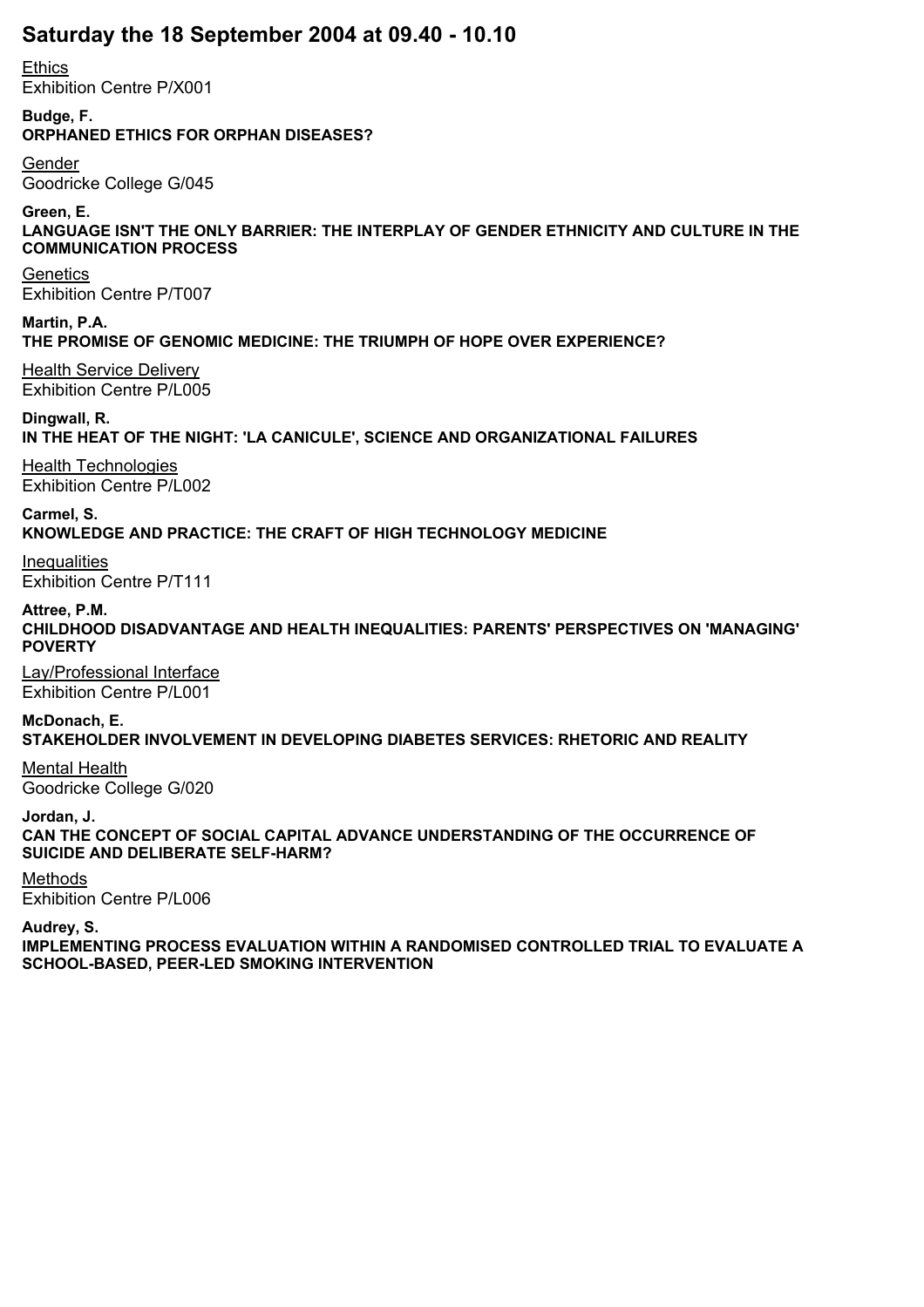# Saturday the 18 September 2004 at 09.40 - 10.10

Ethics
Exhibition Centre P/X001

**Budge, F.**
**ORPHANED ETHICS FOR ORPHAN DISEASES?**

Gender
Goodricke College G/045

**Green, E.**
**LANGUAGE ISN'T THE ONLY BARRIER: THE INTERPLAY OF GENDER ETHNICITY AND CULTURE IN THE COMMUNICATION PROCESS**

Genetics
Exhibition Centre P/T007

**Martin, P.A.**
**THE PROMISE OF GENOMIC MEDICINE: THE TRIUMPH OF HOPE OVER EXPERIENCE?**

Health Service Delivery
Exhibition Centre P/L005

**Dingwall, R.**
**IN THE HEAT OF THE NIGHT: 'LA CANICULE', SCIENCE AND ORGANIZATIONAL FAILURES**

Health Technologies
Exhibition Centre P/L002

**Carmel, S.**
**KNOWLEDGE AND PRACTICE: THE CRAFT OF HIGH TECHNOLOGY MEDICINE**

Inequalities
Exhibition Centre P/T111

**Attree, P.M.**
**CHILDHOOD DISADVANTAGE AND HEALTH INEQUALITIES: PARENTS' PERSPECTIVES ON 'MANAGING' POVERTY**

Lay/Professional Interface
Exhibition Centre P/L001

**McDonach, E.**
**STAKEHOLDER INVOLVEMENT IN DEVELOPING DIABETES SERVICES: RHETORIC AND REALITY**

Mental Health
Goodricke College G/020

**Jordan, J.**
**CAN THE CONCEPT OF SOCIAL CAPITAL ADVANCE UNDERSTANDING OF THE OCCURRENCE OF SUICIDE AND DELIBERATE SELF-HARM?**

Methods
Exhibition Centre P/L006

**Audrey, S.**
**IMPLEMENTING PROCESS EVALUATION WITHIN A RANDOMISED CONTROLLED TRIAL TO EVALUATE A SCHOOL-BASED, PEER-LED SMOKING INTERVENTION**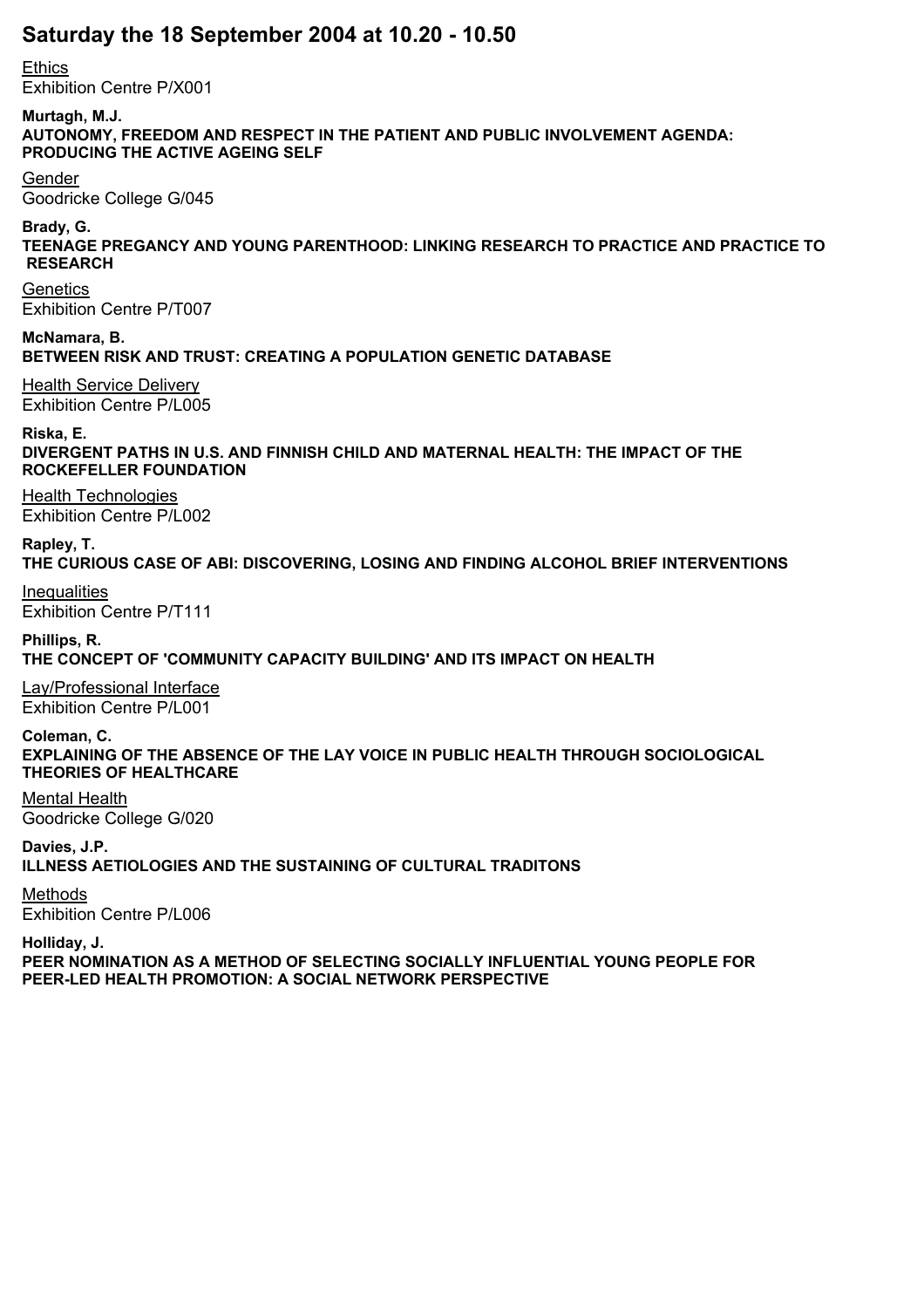## Saturday the 18 September 2004 at 10.20 - 10.50

Ethics
Exhibition Centre P/X001

**Murtagh, M.J.**
**AUTONOMY, FREEDOM AND RESPECT IN THE PATIENT AND PUBLIC INVOLVEMENT AGENDA: PRODUCING THE ACTIVE AGEING SELF**

Gender
Goodricke College G/045

**Brady, G.**
**TEENAGE PREGANCY AND YOUNG PARENTHOOD: LINKING RESEARCH TO PRACTICE AND PRACTICE TO RESEARCH**

Genetics
Exhibition Centre P/T007

**McNamara, B.**
**BETWEEN RISK AND TRUST: CREATING A POPULATION GENETIC DATABASE**

Health Service Delivery
Exhibition Centre P/L005

**Riska, E.**
**DIVERGENT PATHS IN U.S. AND FINNISH CHILD AND MATERNAL HEALTH: THE IMPACT OF THE ROCKEFELLER FOUNDATION**

Health Technologies
Exhibition Centre P/L002

**Rapley, T.**
**THE CURIOUS CASE OF ABI: DISCOVERING, LOSING AND FINDING ALCOHOL BRIEF INTERVENTIONS**

Inequalities
Exhibition Centre P/T111

**Phillips, R.**
**THE CONCEPT OF 'COMMUNITY CAPACITY BUILDING' AND ITS IMPACT ON HEALTH**

Lay/Professional Interface
Exhibition Centre P/L001

**Coleman, C.**
**EXPLAINING OF THE ABSENCE OF THE LAY VOICE IN PUBLIC HEALTH THROUGH SOCIOLOGICAL THEORIES OF HEALTHCARE**

Mental Health
Goodricke College G/020

**Davies, J.P.**
**ILLNESS AETIOLOGIES AND THE SUSTAINING OF CULTURAL TRADITONS**

Methods
Exhibition Centre P/L006

**Holliday, J.**
**PEER NOMINATION AS A METHOD OF SELECTING SOCIALLY INFLUENTIAL YOUNG PEOPLE FOR PEER-LED HEALTH PROMOTION: A SOCIAL NETWORK PERSPECTIVE**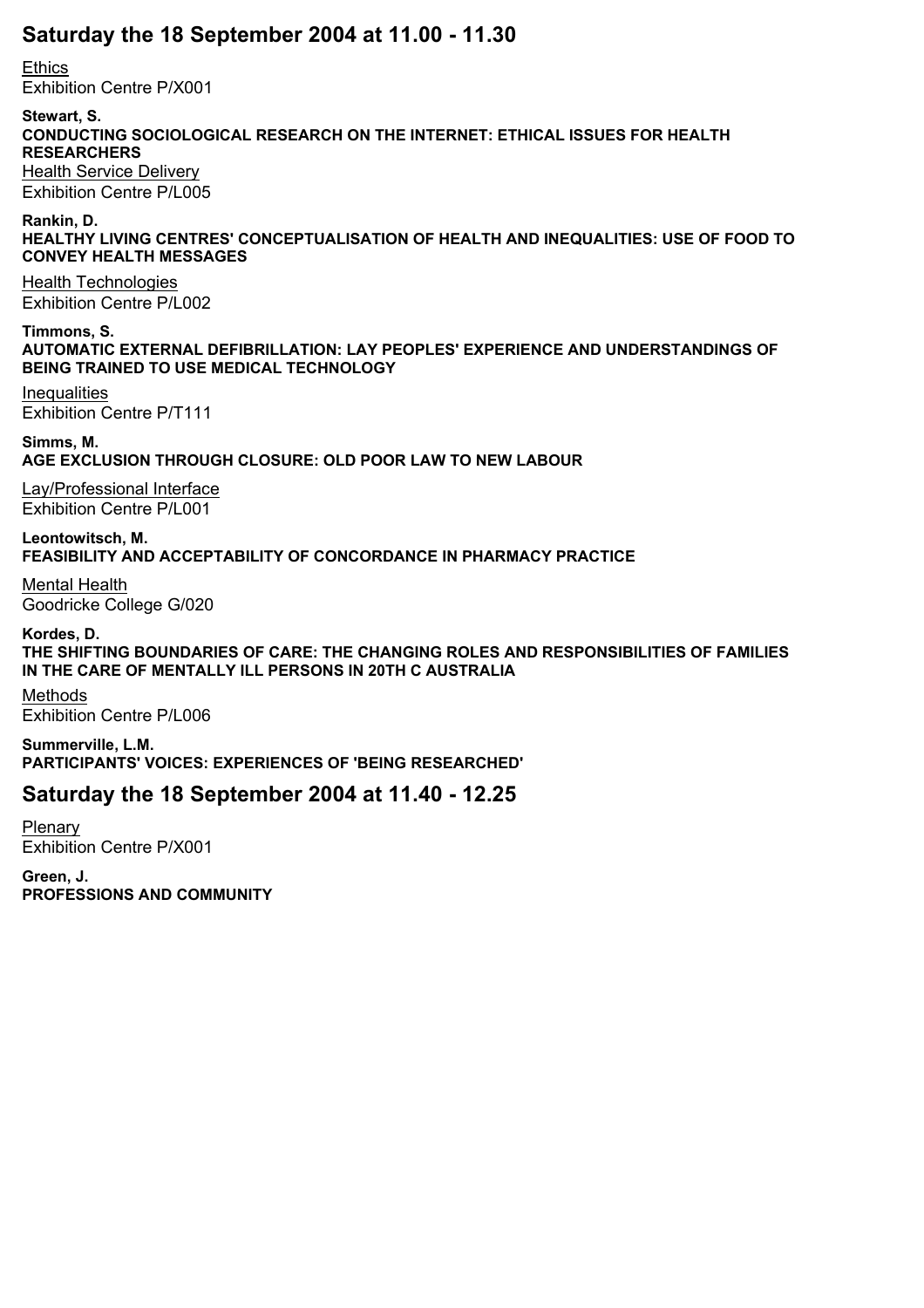## Saturday the 18 September 2004 at 11.00 - 11.30

Ethics
Exhibition Centre P/X001

**Stewart, S.**
**CONDUCTING SOCIOLOGICAL RESEARCH ON THE INTERNET: ETHICAL ISSUES FOR HEALTH RESEARCHERS**

Health Service Delivery
Exhibition Centre P/L005

**Rankin, D.**
**HEALTHY LIVING CENTRES' CONCEPTUALISATION OF HEALTH AND INEQUALITIES: USE OF FOOD TO CONVEY HEALTH MESSAGES**

Health Technologies
Exhibition Centre P/L002

**Timmons, S.**
**AUTOMATIC EXTERNAL DEFIBRILLATION: LAY PEOPLES' EXPERIENCE AND UNDERSTANDINGS OF BEING TRAINED TO USE MEDICAL TECHNOLOGY**

Inequalities
Exhibition Centre P/T111

**Simms, M.**
**AGE EXCLUSION THROUGH CLOSURE: OLD POOR LAW TO NEW LABOUR**

Lay/Professional Interface
Exhibition Centre P/L001

**Leontowitsch, M.**
**FEASIBILITY AND ACCEPTABILITY OF CONCORDANCE IN PHARMACY PRACTICE**

Mental Health
Goodricke College G/020

**Kordes, D.**
**THE SHIFTING BOUNDARIES OF CARE: THE CHANGING ROLES AND RESPONSIBILITIES OF FAMILIES IN THE CARE OF MENTALLY ILL PERSONS IN 20TH C AUSTRALIA**

Methods
Exhibition Centre P/L006

**Summerville, L.M.**
**PARTICIPANTS' VOICES: EXPERIENCES OF 'BEING RESEARCHED'**

## Saturday the 18 September 2004 at 11.40 - 12.25

Plenary
Exhibition Centre P/X001

**Green, J.**
**PROFESSIONS AND COMMUNITY**